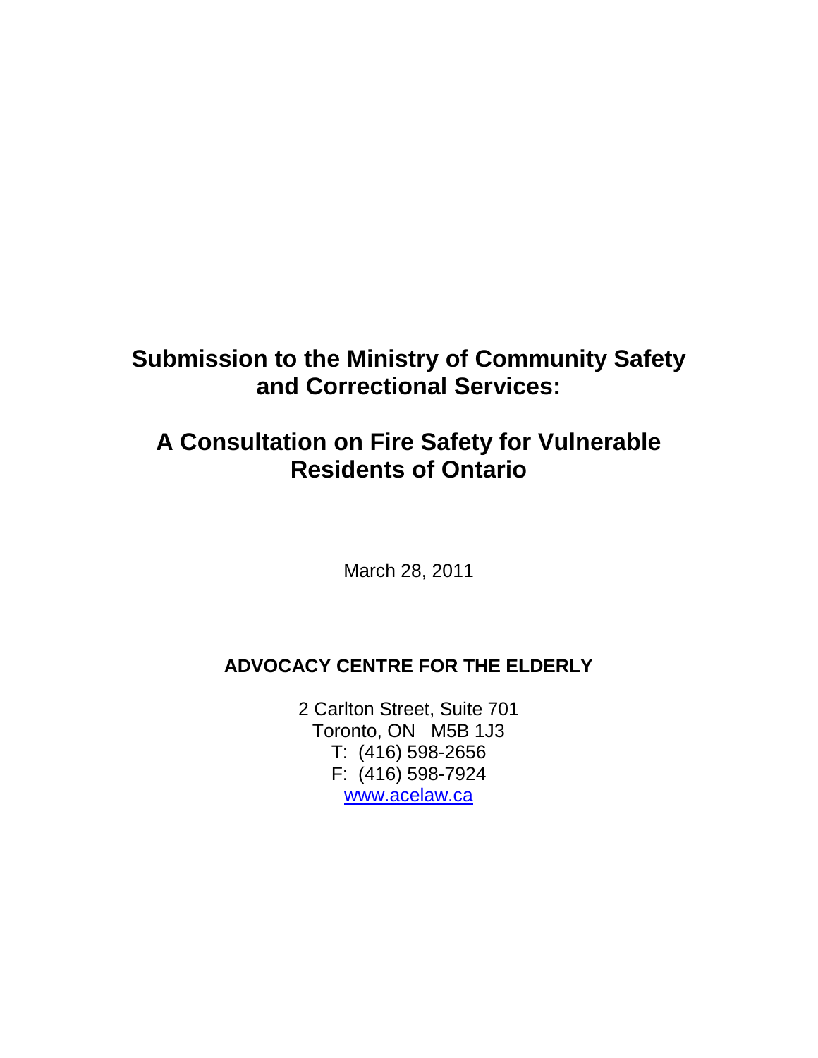# Submission to the Ministry of Community Safety and Correctional Services:

# A Consultation on Fire Safety for Vulnerable Residents of Ontario

March 28, 2011

**ADVOCACY CENTRE FOR THE ELDERLY**

2 Carlton Street, Suite 701
Toronto, ON M5B 1J3
T: (416) 598-2656
F: (416) 598-7924
www.acelaw.ca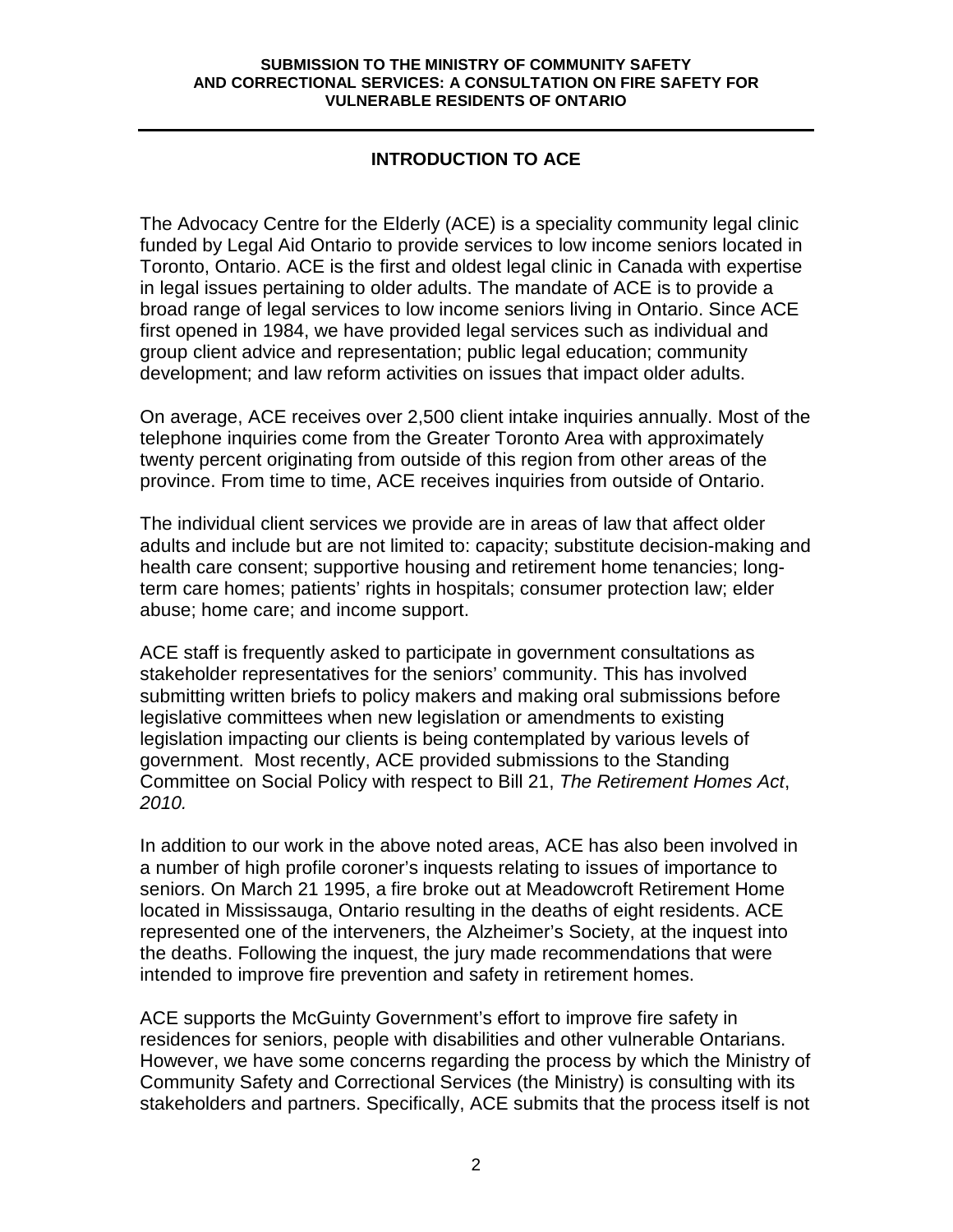## INTRODUCTION TO ACE

The Advocacy Centre for the Elderly (ACE) is a speciality community legal clinic funded by Legal Aid Ontario to provide services to low income seniors located in Toronto, Ontario. ACE is the first and oldest legal clinic in Canada with expertise in legal issues pertaining to older adults. The mandate of ACE is to provide a broad range of legal services to low income seniors living in Ontario. Since ACE first opened in 1984, we have provided legal services such as individual and group client advice and representation; public legal education; community development; and law reform activities on issues that impact older adults.

On average, ACE receives over 2,500 client intake inquiries annually. Most of the telephone inquiries come from the Greater Toronto Area with approximately twenty percent originating from outside of this region from other areas of the province. From time to time, ACE receives inquiries from outside of Ontario.

The individual client services we provide are in areas of law that affect older adults and include but are not limited to: capacity; substitute decision-making and health care consent; supportive housing and retirement home tenancies; long-term care homes; patients' rights in hospitals; consumer protection law; elder abuse; home care; and income support.

ACE staff is frequently asked to participate in government consultations as stakeholder representatives for the seniors' community. This has involved submitting written briefs to policy makers and making oral submissions before legislative committees when new legislation or amendments to existing legislation impacting our clients is being contemplated by various levels of government. Most recently, ACE provided submissions to the Standing Committee on Social Policy with respect to Bill 21, *The Retirement Homes Act*, *2010.*

In addition to our work in the above noted areas, ACE has also been involved in a number of high profile coroner's inquests relating to issues of importance to seniors. On March 21 1995, a fire broke out at Meadowcroft Retirement Home located in Mississauga, Ontario resulting in the deaths of eight residents. ACE represented one of the interveners, the Alzheimer's Society, at the inquest into the deaths. Following the inquest, the jury made recommendations that were intended to improve fire prevention and safety in retirement homes.

ACE supports the McGuinty Government's effort to improve fire safety in residences for seniors, people with disabilities and other vulnerable Ontarians. However, we have some concerns regarding the process by which the Ministry of Community Safety and Correctional Services (the Ministry) is consulting with its stakeholders and partners. Specifically, ACE submits that the process itself is not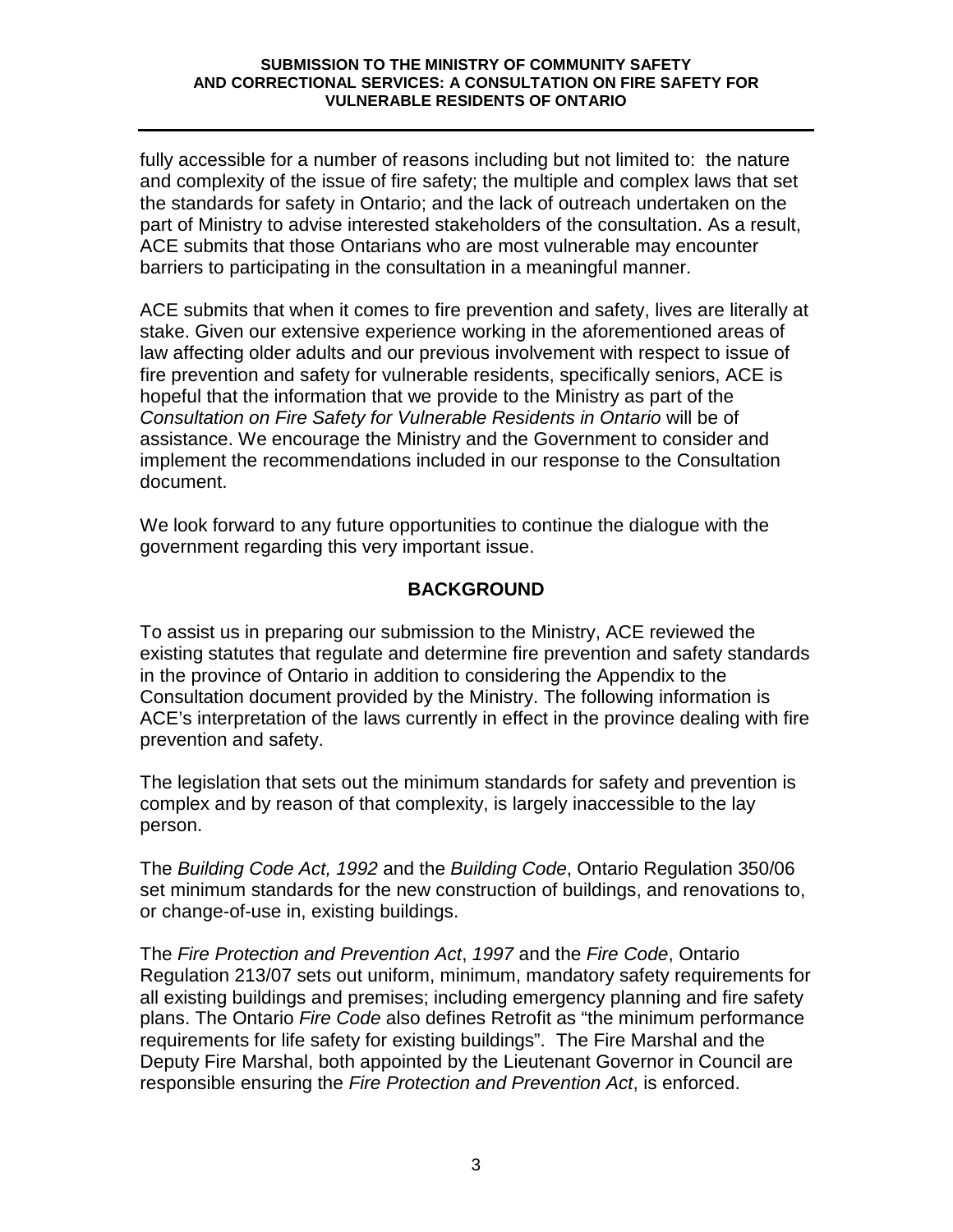fully accessible for a number of reasons including but not limited to: the nature and complexity of the issue of fire safety; the multiple and complex laws that set the standards for safety in Ontario; and the lack of outreach undertaken on the part of Ministry to advise interested stakeholders of the consultation. As a result, ACE submits that those Ontarians who are most vulnerable may encounter barriers to participating in the consultation in a meaningful manner.

ACE submits that when it comes to fire prevention and safety, lives are literally at stake. Given our extensive experience working in the aforementioned areas of law affecting older adults and our previous involvement with respect to issue of fire prevention and safety for vulnerable residents, specifically seniors, ACE is hopeful that the information that we provide to the Ministry as part of the *Consultation on Fire Safety for Vulnerable Residents in Ontario* will be of assistance. We encourage the Ministry and the Government to consider and implement the recommendations included in our response to the Consultation document.

We look forward to any future opportunities to continue the dialogue with the government regarding this very important issue.

## BACKGROUND

To assist us in preparing our submission to the Ministry, ACE reviewed the existing statutes that regulate and determine fire prevention and safety standards in the province of Ontario in addition to considering the Appendix to the Consultation document provided by the Ministry. The following information is ACE's interpretation of the laws currently in effect in the province dealing with fire prevention and safety.

The legislation that sets out the minimum standards for safety and prevention is complex and by reason of that complexity, is largely inaccessible to the lay person.

The *Building Code Act, 1992* and the *Building Code*, Ontario Regulation 350/06 set minimum standards for the new construction of buildings, and renovations to, or change-of-use in, existing buildings.

The *Fire Protection and Prevention Act*, *1997* and the *Fire Code*, Ontario Regulation 213/07 sets out uniform, minimum, mandatory safety requirements for all existing buildings and premises; including emergency planning and fire safety plans. The Ontario *Fire Code* also defines Retrofit as "the minimum performance requirements for life safety for existing buildings". The Fire Marshal and the Deputy Fire Marshal, both appointed by the Lieutenant Governor in Council are responsible ensuring the *Fire Protection and Prevention Act*, is enforced.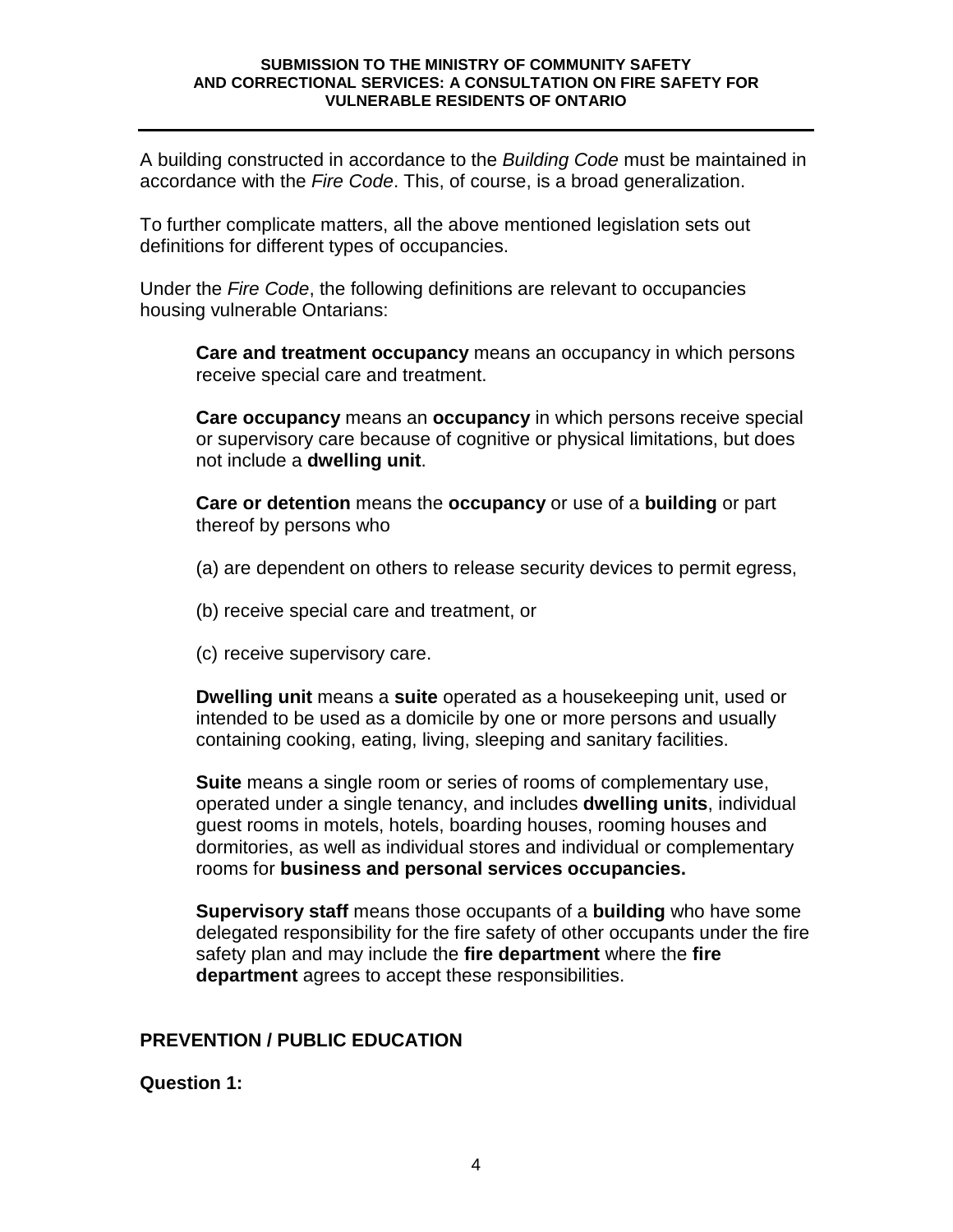A building constructed in accordance to the *Building Code* must be maintained in accordance with the *Fire Code*. This, of course, is a broad generalization.

To further complicate matters, all the above mentioned legislation sets out definitions for different types of occupancies.

Under the *Fire Code*, the following definitions are relevant to occupancies housing vulnerable Ontarians:

> **Care and treatment occupancy** means an occupancy in which persons receive special care and treatment.
>
> **Care occupancy** means an **occupancy** in which persons receive special or supervisory care because of cognitive or physical limitations, but does not include a **dwelling unit**.
>
> **Care or detention** means the **occupancy** or use of a **building** or part thereof by persons who
>
> (a) are dependent on others to release security devices to permit egress,
>
> (b) receive special care and treatment, or
>
> (c) receive supervisory care.
>
> **Dwelling unit** means a **suite** operated as a housekeeping unit, used or intended to be used as a domicile by one or more persons and usually containing cooking, eating, living, sleeping and sanitary facilities.
>
> **Suite** means a single room or series of rooms of complementary use, operated under a single tenancy, and includes **dwelling units**, individual guest rooms in motels, hotels, boarding houses, rooming houses and dormitories, as well as individual stores and individual or complementary rooms for **business and personal services occupancies.**
>
> **Supervisory staff** means those occupants of a **building** who have some delegated responsibility for the fire safety of other occupants under the fire safety plan and may include the **fire department** where the **fire department** agrees to accept these responsibilities.

## PREVENTION / PUBLIC EDUCATION

**Question 1:**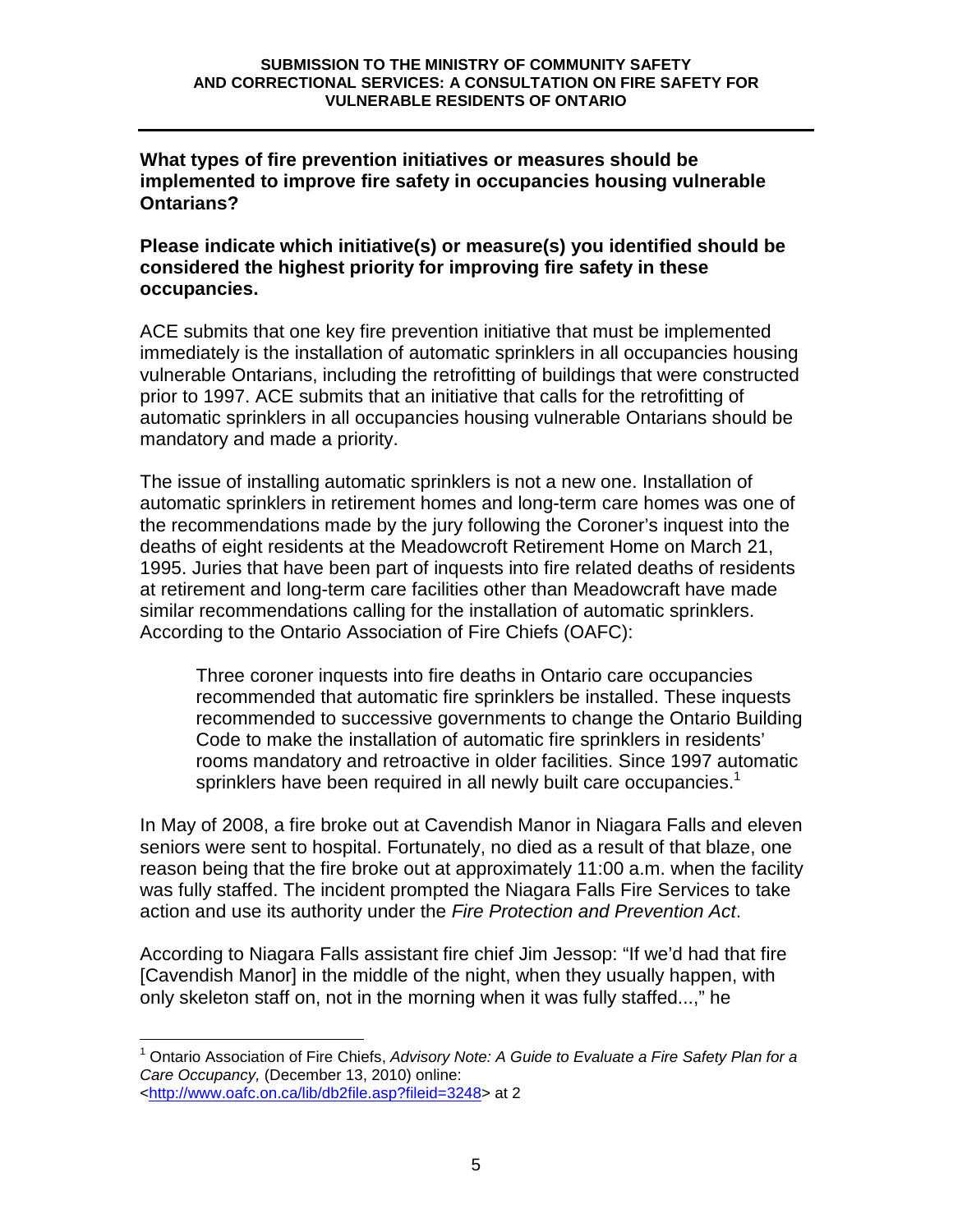**What types of fire prevention initiatives or measures should be implemented to improve fire safety in occupancies housing vulnerable Ontarians?**

**Please indicate which initiative(s) or measure(s) you identified should be considered the highest priority for improving fire safety in these occupancies.**

ACE submits that one key fire prevention initiative that must be implemented immediately is the installation of automatic sprinklers in all occupancies housing vulnerable Ontarians, including the retrofitting of buildings that were constructed prior to 1997. ACE submits that an initiative that calls for the retrofitting of automatic sprinklers in all occupancies housing vulnerable Ontarians should be mandatory and made a priority.

The issue of installing automatic sprinklers is not a new one. Installation of automatic sprinklers in retirement homes and long-term care homes was one of the recommendations made by the jury following the Coroner's inquest into the deaths of eight residents at the Meadowcroft Retirement Home on March 21, 1995. Juries that have been part of inquests into fire related deaths of residents at retirement and long-term care facilities other than Meadowcraft have made similar recommendations calling for the installation of automatic sprinklers. According to the Ontario Association of Fire Chiefs (OAFC):

> Three coroner inquests into fire deaths in Ontario care occupancies recommended that automatic fire sprinklers be installed. These inquests recommended to successive governments to change the Ontario Building Code to make the installation of automatic fire sprinklers in residents' rooms mandatory and retroactive in older facilities. Since 1997 automatic sprinklers have been required in all newly built care occupancies.[1]

In May of 2008, a fire broke out at Cavendish Manor in Niagara Falls and eleven seniors were sent to hospital. Fortunately, no died as a result of that blaze, one reason being that the fire broke out at approximately 11:00 a.m. when the facility was fully staffed. The incident prompted the Niagara Falls Fire Services to take action and use its authority under the *Fire Protection and Prevention Act*.

According to Niagara Falls assistant fire chief Jim Jessop: "If we'd had that fire [Cavendish Manor] in the middle of the night, when they usually happen, with only skeleton staff on, not in the morning when it was fully staffed...," he

---

[1] Ontario Association of Fire Chiefs, *Advisory Note: A Guide to Evaluate a Fire Safety Plan for a Care Occupancy,* (December 13, 2010) online: <http://www.oafc.on.ca/lib/db2file.asp?fileid=3248> at 2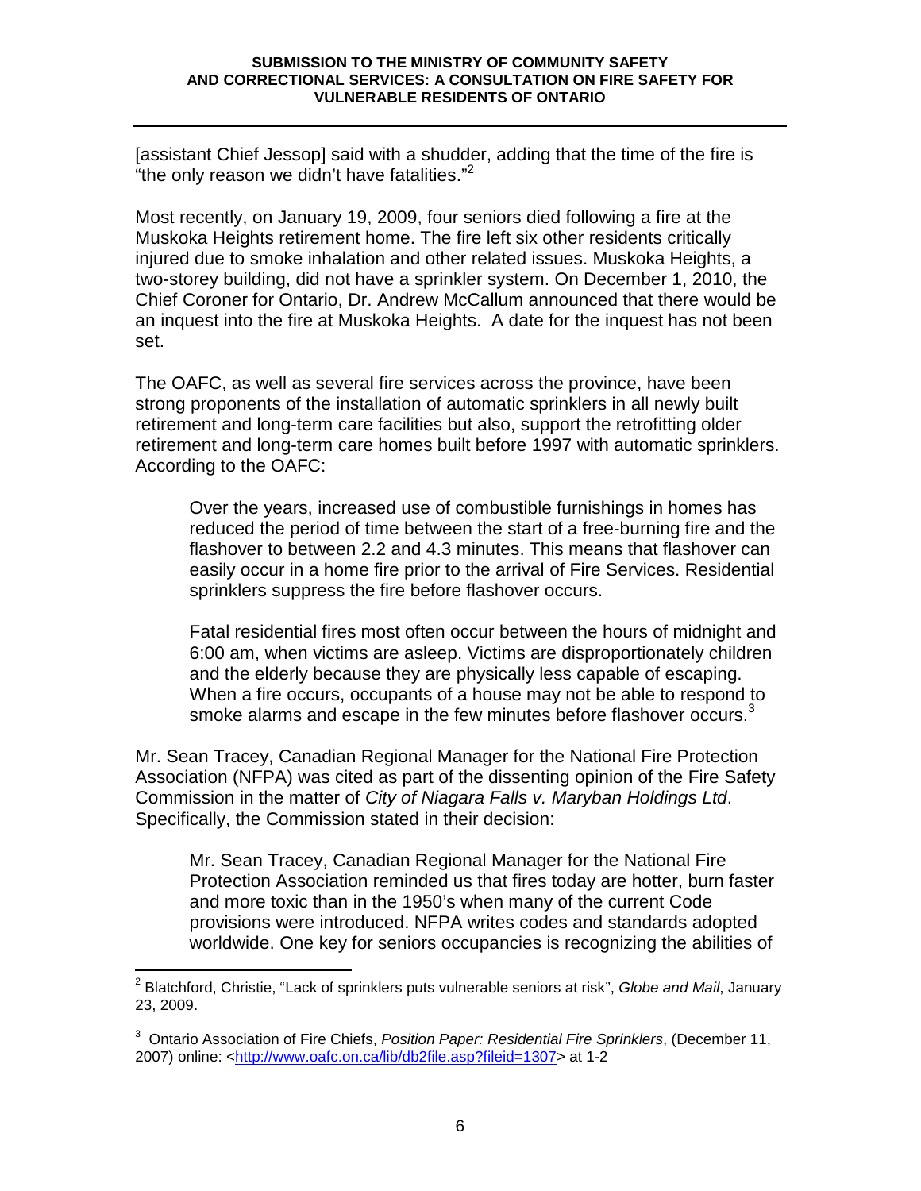[assistant Chief Jessop] said with a shudder, adding that the time of the fire is "the only reason we didn't have fatalities."[2]

Most recently, on January 19, 2009, four seniors died following a fire at the Muskoka Heights retirement home. The fire left six other residents critically injured due to smoke inhalation and other related issues. Muskoka Heights, a two-storey building, did not have a sprinkler system. On December 1, 2010, the Chief Coroner for Ontario, Dr. Andrew McCallum announced that there would be an inquest into the fire at Muskoka Heights. A date for the inquest has not been set.

The OAFC, as well as several fire services across the province, have been strong proponents of the installation of automatic sprinklers in all newly built retirement and long-term care facilities but also, support the retrofitting older retirement and long-term care homes built before 1997 with automatic sprinklers. According to the OAFC:

> Over the years, increased use of combustible furnishings in homes has reduced the period of time between the start of a free-burning fire and the flashover to between 2.2 and 4.3 minutes. This means that flashover can easily occur in a home fire prior to the arrival of Fire Services. Residential sprinklers suppress the fire before flashover occurs.
>
> Fatal residential fires most often occur between the hours of midnight and 6:00 am, when victims are asleep. Victims are disproportionately children and the elderly because they are physically less capable of escaping. When a fire occurs, occupants of a house may not be able to respond to smoke alarms and escape in the few minutes before flashover occurs.[3]

Mr. Sean Tracey, Canadian Regional Manager for the National Fire Protection Association (NFPA) was cited as part of the dissenting opinion of the Fire Safety Commission in the matter of *City of Niagara Falls v. Maryban Holdings Ltd*. Specifically, the Commission stated in their decision:

> Mr. Sean Tracey, Canadian Regional Manager for the National Fire Protection Association reminded us that fires today are hotter, burn faster and more toxic than in the 1950's when many of the current Code provisions were introduced. NFPA writes codes and standards adopted worldwide. One key for seniors occupancies is recognizing the abilities of

---

[2] Blatchford, Christie, "Lack of sprinklers puts vulnerable seniors at risk", *Globe and Mail*, January 23, 2009.

[3] Ontario Association of Fire Chiefs, *Position Paper: Residential Fire Sprinklers*, (December 11, 2007) online: <http://www.oafc.on.ca/lib/db2file.asp?fileid=1307> at 1-2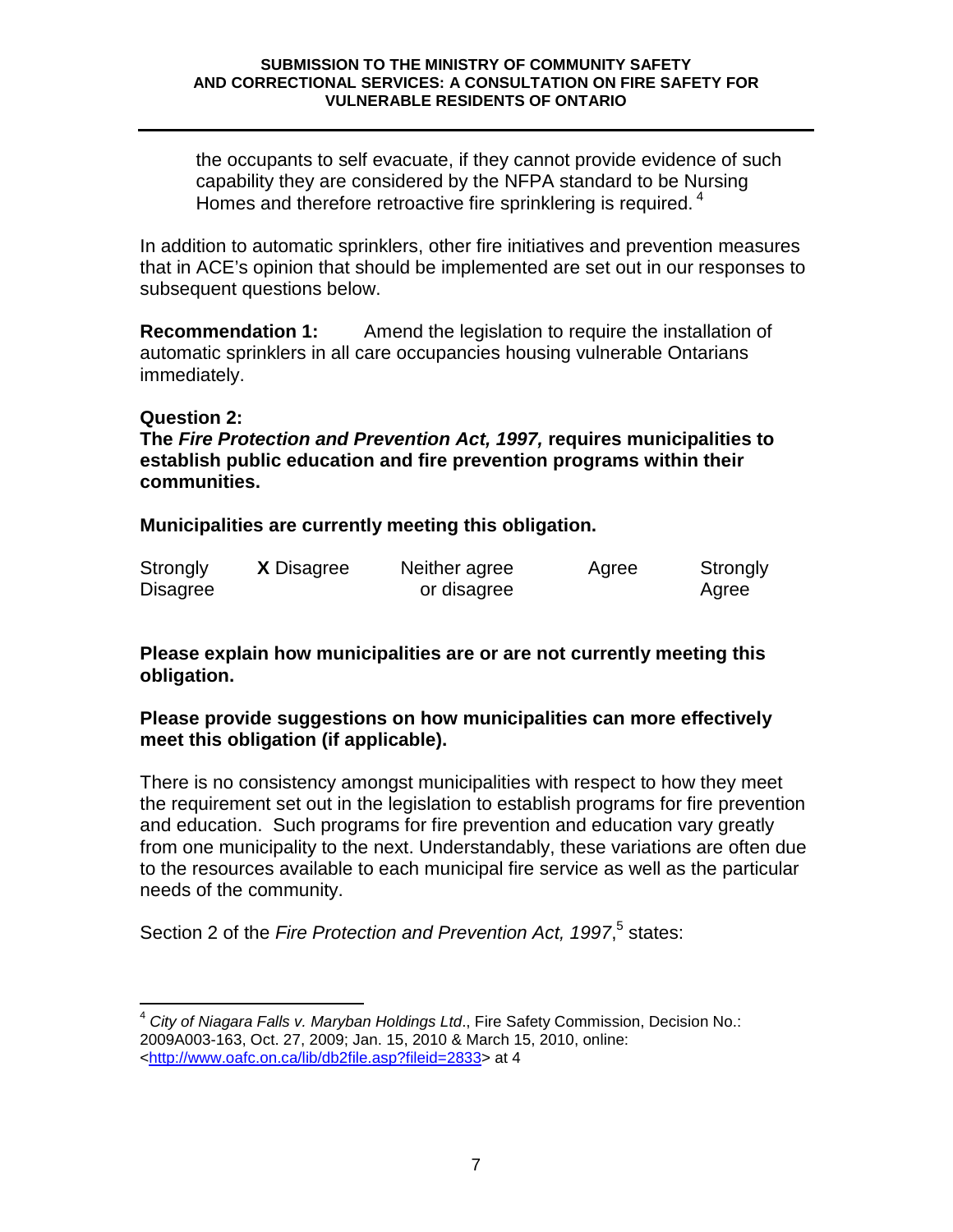the occupants to self evacuate, if they cannot provide evidence of such capability they are considered by the NFPA standard to be Nursing Homes and therefore retroactive fire sprinklering is required.[4]

In addition to automatic sprinklers, other fire initiatives and prevention measures that in ACE's opinion that should be implemented are set out in our responses to subsequent questions below.

**Recommendation 1:** Amend the legislation to require the installation of automatic sprinklers in all care occupancies housing vulnerable Ontarians immediately.

**Question 2:**
**The *Fire Protection and Prevention Act, 1997,* requires municipalities to establish public education and fire prevention programs within their communities.**

**Municipalities are currently meeting this obligation.**

| Strongly Disagree | **X** Disagree | Neither agree or disagree | Agree | Strongly Agree |
|---|---|---|---|---|

**Please explain how municipalities are or are not currently meeting this obligation.**

**Please provide suggestions on how municipalities can more effectively meet this obligation (if applicable).**

There is no consistency amongst municipalities with respect to how they meet the requirement set out in the legislation to establish programs for fire prevention and education. Such programs for fire prevention and education vary greatly from one municipality to the next. Understandably, these variations are often due to the resources available to each municipal fire service as well as the particular needs of the community.

Section 2 of the *Fire Protection and Prevention Act, 1997*,[5] states:

---

[4] *City of Niagara Falls v. Maryban Holdings Ltd*., Fire Safety Commission, Decision No.: 2009A003-163, Oct. 27, 2009; Jan. 15, 2010 & March 15, 2010, online: <http://www.oafc.on.ca/lib/db2file.asp?fileid=2833> at 4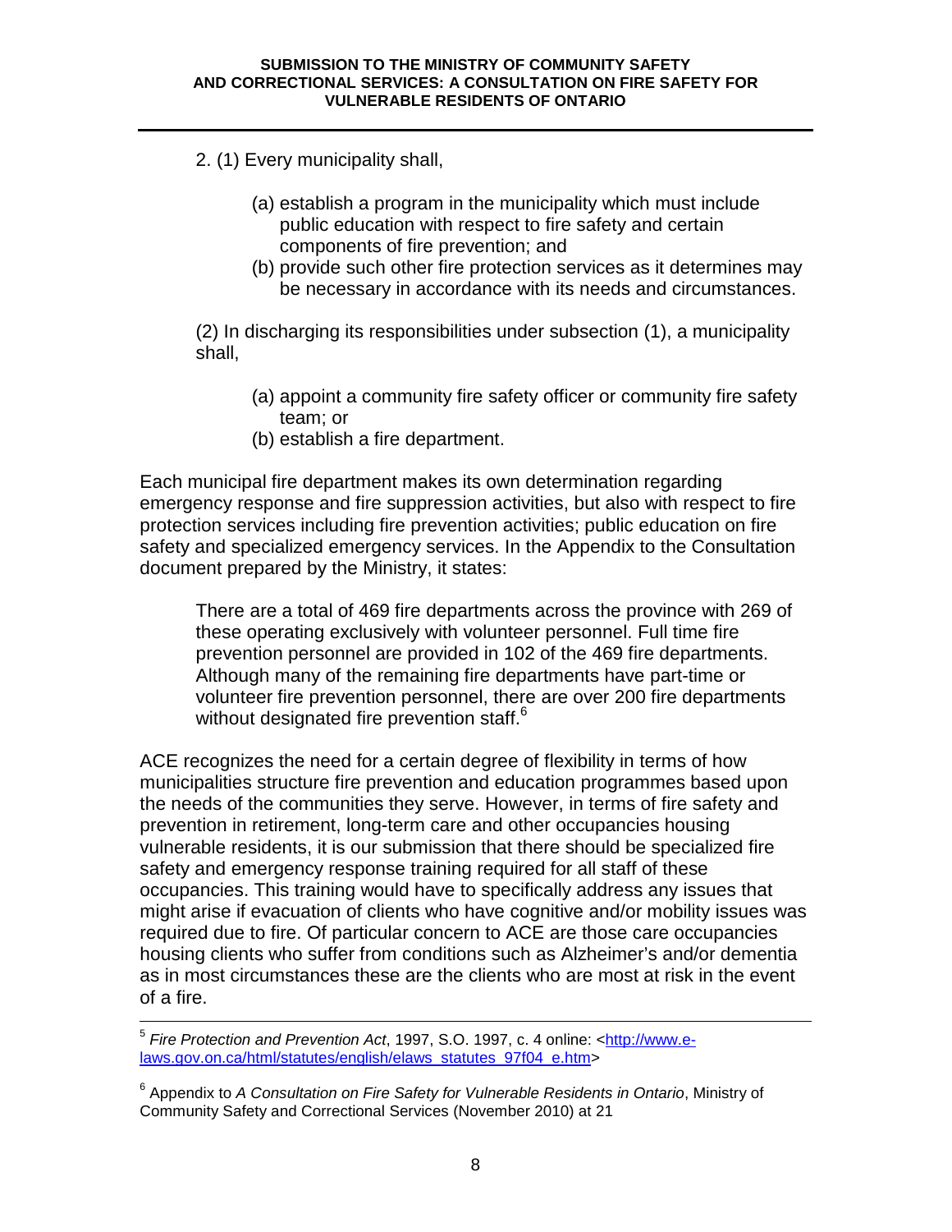2. (1) Every municipality shall,

> (a) establish a program in the municipality which must include public education with respect to fire safety and certain components of fire prevention; and
>
> (b) provide such other fire protection services as it determines may be necessary in accordance with its needs and circumstances.

(2) In discharging its responsibilities under subsection (1), a municipality shall,

> (a) appoint a community fire safety officer or community fire safety team; or
>
> (b) establish a fire department.

Each municipal fire department makes its own determination regarding emergency response and fire suppression activities, but also with respect to fire protection services including fire prevention activities; public education on fire safety and specialized emergency services. In the Appendix to the Consultation document prepared by the Ministry, it states:

> There are a total of 469 fire departments across the province with 269 of these operating exclusively with volunteer personnel. Full time fire prevention personnel are provided in 102 of the 469 fire departments. Although many of the remaining fire departments have part-time or volunteer fire prevention personnel, there are over 200 fire departments without designated fire prevention staff.[6]

ACE recognizes the need for a certain degree of flexibility in terms of how municipalities structure fire prevention and education programmes based upon the needs of the communities they serve. However, in terms of fire safety and prevention in retirement, long-term care and other occupancies housing vulnerable residents, it is our submission that there should be specialized fire safety and emergency response training required for all staff of these occupancies. This training would have to specifically address any issues that might arise if evacuation of clients who have cognitive and/or mobility issues was required due to fire. Of particular concern to ACE are those care occupancies housing clients who suffer from conditions such as Alzheimer's and/or dementia as in most circumstances these are the clients who are most at risk in the event of a fire.

---

[5] *Fire Protection and Prevention Act*, 1997, S.O. 1997, c. 4 online: <http://www.e-laws.gov.on.ca/html/statutes/english/elaws_statutes_97f04_e.htm>

[6] Appendix to *A Consultation on Fire Safety for Vulnerable Residents in Ontario*, Ministry of Community Safety and Correctional Services (November 2010) at 21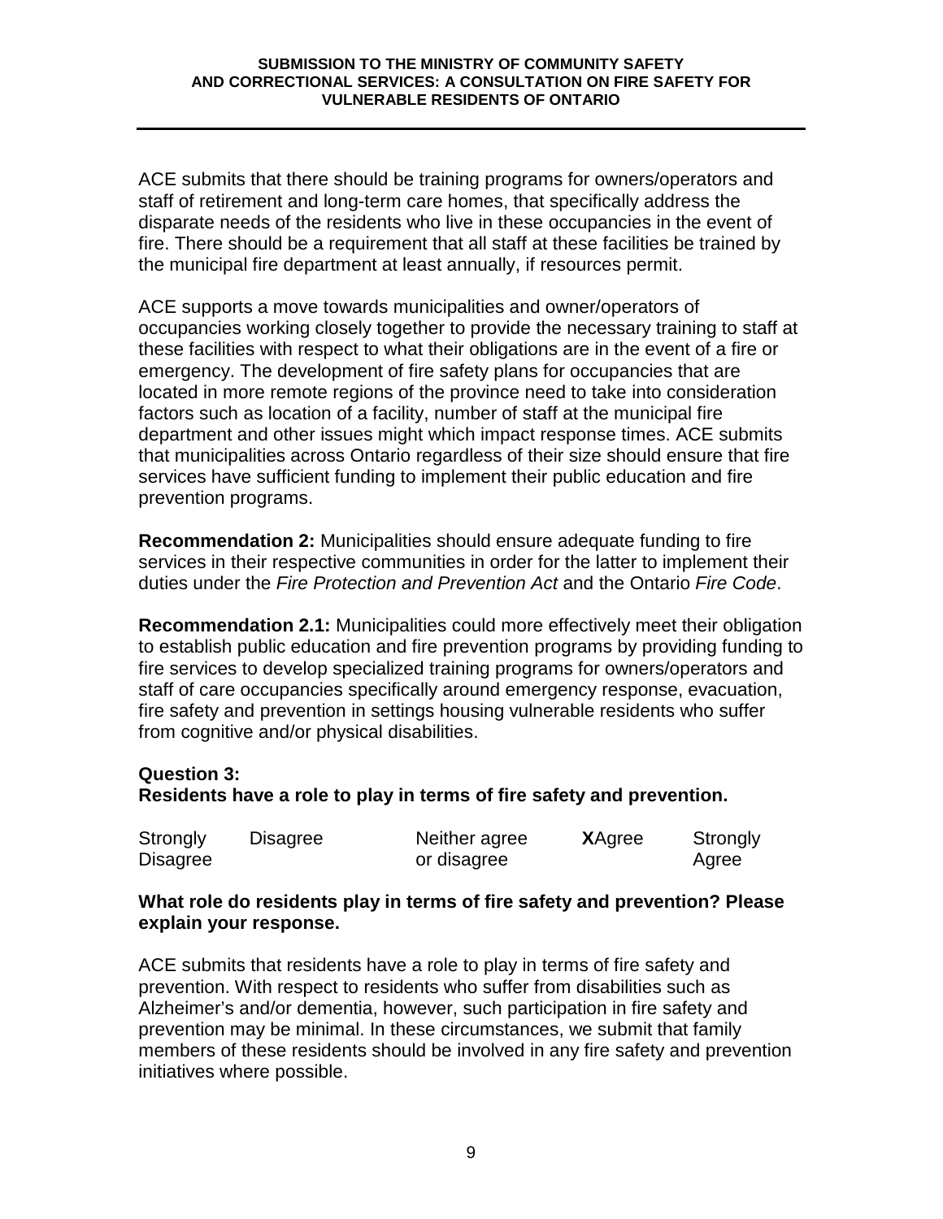ACE submits that there should be training programs for owners/operators and staff of retirement and long-term care homes, that specifically address the disparate needs of the residents who live in these occupancies in the event of fire. There should be a requirement that all staff at these facilities be trained by the municipal fire department at least annually, if resources permit.

ACE supports a move towards municipalities and owner/operators of occupancies working closely together to provide the necessary training to staff at these facilities with respect to what their obligations are in the event of a fire or emergency. The development of fire safety plans for occupancies that are located in more remote regions of the province need to take into consideration factors such as location of a facility, number of staff at the municipal fire department and other issues might which impact response times. ACE submits that municipalities across Ontario regardless of their size should ensure that fire services have sufficient funding to implement their public education and fire prevention programs.

**Recommendation 2:** Municipalities should ensure adequate funding to fire services in their respective communities in order for the latter to implement their duties under the *Fire Protection and Prevention Act* and the Ontario *Fire Code*.

**Recommendation 2.1:** Municipalities could more effectively meet their obligation to establish public education and fire prevention programs by providing funding to fire services to develop specialized training programs for owners/operators and staff of care occupancies specifically around emergency response, evacuation, fire safety and prevention in settings housing vulnerable residents who suffer from cognitive and/or physical disabilities.

**Question 3:**
**Residents have a role to play in terms of fire safety and prevention.**

| Strongly Disagree | Disagree | Neither agree or disagree | **X**Agree | Strongly Agree |
|---|---|---|---|---|

**What role do residents play in terms of fire safety and prevention? Please explain your response.**

ACE submits that residents have a role to play in terms of fire safety and prevention. With respect to residents who suffer from disabilities such as Alzheimer's and/or dementia, however, such participation in fire safety and prevention may be minimal. In these circumstances, we submit that family members of these residents should be involved in any fire safety and prevention initiatives where possible.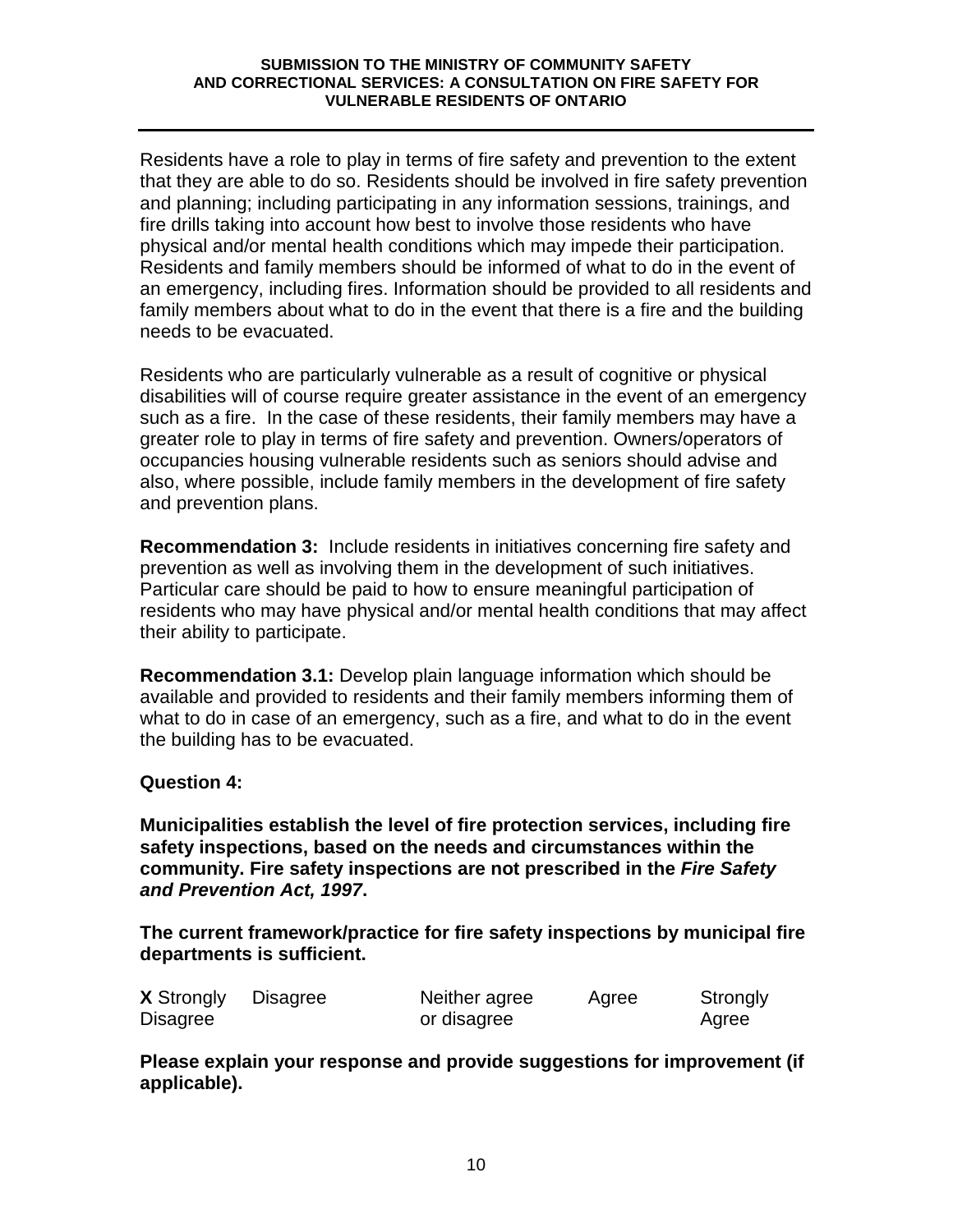Residents have a role to play in terms of fire safety and prevention to the extent that they are able to do so. Residents should be involved in fire safety prevention and planning; including participating in any information sessions, trainings, and fire drills taking into account how best to involve those residents who have physical and/or mental health conditions which may impede their participation. Residents and family members should be informed of what to do in the event of an emergency, including fires. Information should be provided to all residents and family members about what to do in the event that there is a fire and the building needs to be evacuated.

Residents who are particularly vulnerable as a result of cognitive or physical disabilities will of course require greater assistance in the event of an emergency such as a fire. In the case of these residents, their family members may have a greater role to play in terms of fire safety and prevention. Owners/operators of occupancies housing vulnerable residents such as seniors should advise and also, where possible, include family members in the development of fire safety and prevention plans.

**Recommendation 3:** Include residents in initiatives concerning fire safety and prevention as well as involving them in the development of such initiatives. Particular care should be paid to how to ensure meaningful participation of residents who may have physical and/or mental health conditions that may affect their ability to participate.

**Recommendation 3.1:** Develop plain language information which should be available and provided to residents and their family members informing them of what to do in case of an emergency, such as a fire, and what to do in the event the building has to be evacuated.

**Question 4:**

**Municipalities establish the level of fire protection services, including fire safety inspections, based on the needs and circumstances within the community. Fire safety inspections are not prescribed in the *Fire Safety and Prevention Act, 1997*.**

**The current framework/practice for fire safety inspections by municipal fire departments is sufficient.**

| **X** Strongly Disagree | Disagree | Neither agree or disagree | Agree | Strongly Agree |
|---|---|---|---|---|

**Please explain your response and provide suggestions for improvement (if applicable).**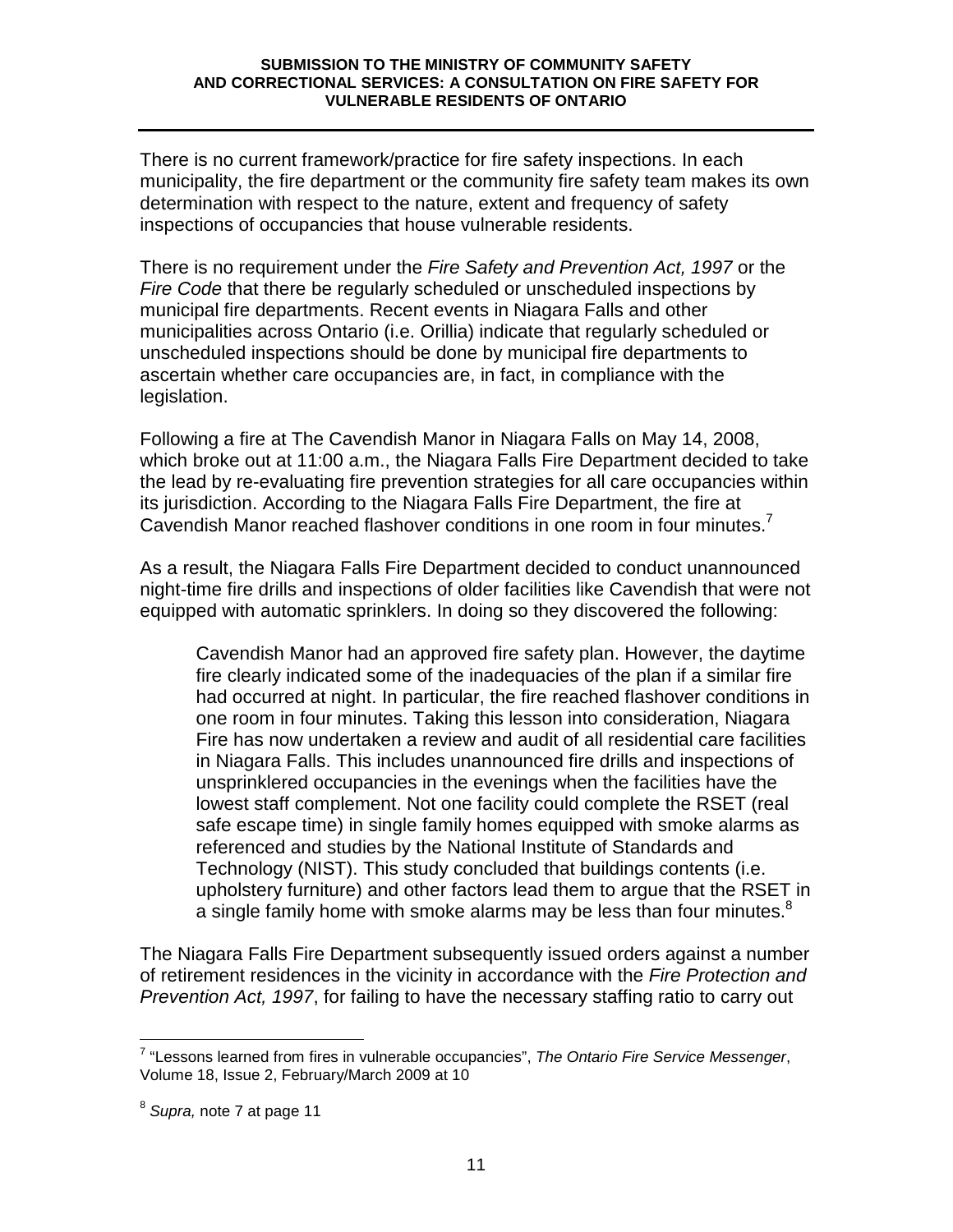There is no current framework/practice for fire safety inspections. In each municipality, the fire department or the community fire safety team makes its own determination with respect to the nature, extent and frequency of safety inspections of occupancies that house vulnerable residents.

There is no requirement under the *Fire Safety and Prevention Act, 1997* or the *Fire Code* that there be regularly scheduled or unscheduled inspections by municipal fire departments. Recent events in Niagara Falls and other municipalities across Ontario (i.e. Orillia) indicate that regularly scheduled or unscheduled inspections should be done by municipal fire departments to ascertain whether care occupancies are, in fact, in compliance with the legislation.

Following a fire at The Cavendish Manor in Niagara Falls on May 14, 2008, which broke out at 11:00 a.m., the Niagara Falls Fire Department decided to take the lead by re-evaluating fire prevention strategies for all care occupancies within its jurisdiction. According to the Niagara Falls Fire Department, the fire at Cavendish Manor reached flashover conditions in one room in four minutes.[7]

As a result, the Niagara Falls Fire Department decided to conduct unannounced night-time fire drills and inspections of older facilities like Cavendish that were not equipped with automatic sprinklers. In doing so they discovered the following:

> Cavendish Manor had an approved fire safety plan. However, the daytime fire clearly indicated some of the inadequacies of the plan if a similar fire had occurred at night. In particular, the fire reached flashover conditions in one room in four minutes. Taking this lesson into consideration, Niagara Fire has now undertaken a review and audit of all residential care facilities in Niagara Falls. This includes unannounced fire drills and inspections of unsprinklered occupancies in the evenings when the facilities have the lowest staff complement. Not one facility could complete the RSET (real safe escape time) in single family homes equipped with smoke alarms as referenced and studies by the National Institute of Standards and Technology (NIST). This study concluded that buildings contents (i.e. upholstery furniture) and other factors lead them to argue that the RSET in a single family home with smoke alarms may be less than four minutes.[8]

The Niagara Falls Fire Department subsequently issued orders against a number of retirement residences in the vicinity in accordance with the *Fire Protection and Prevention Act, 1997*, for failing to have the necessary staffing ratio to carry out

---

[7] "Lessons learned from fires in vulnerable occupancies", *The Ontario Fire Service Messenger*, Volume 18, Issue 2, February/March 2009 at 10

[8] *Supra,* note 7 at page 11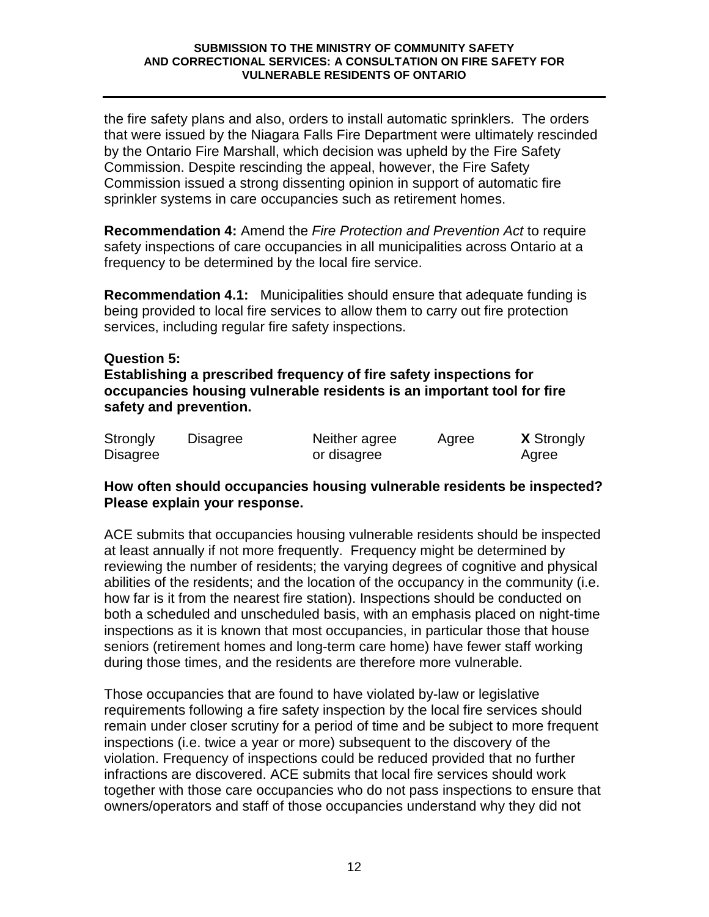the fire safety plans and also, orders to install automatic sprinklers. The orders that were issued by the Niagara Falls Fire Department were ultimately rescinded by the Ontario Fire Marshall, which decision was upheld by the Fire Safety Commission. Despite rescinding the appeal, however, the Fire Safety Commission issued a strong dissenting opinion in support of automatic fire sprinkler systems in care occupancies such as retirement homes.

**Recommendation 4:** Amend the *Fire Protection and Prevention Act* to require safety inspections of care occupancies in all municipalities across Ontario at a frequency to be determined by the local fire service.

**Recommendation 4.1:** Municipalities should ensure that adequate funding is being provided to local fire services to allow them to carry out fire protection services, including regular fire safety inspections.

**Question 5:**
**Establishing a prescribed frequency of fire safety inspections for occupancies housing vulnerable residents is an important tool for fire safety and prevention.**

| Strongly Disagree | Disagree | Neither agree or disagree | Agree | **X** Strongly Agree |
|---|---|---|---|---|

**How often should occupancies housing vulnerable residents be inspected? Please explain your response.**

ACE submits that occupancies housing vulnerable residents should be inspected at least annually if not more frequently. Frequency might be determined by reviewing the number of residents; the varying degrees of cognitive and physical abilities of the residents; and the location of the occupancy in the community (i.e. how far is it from the nearest fire station). Inspections should be conducted on both a scheduled and unscheduled basis, with an emphasis placed on night-time inspections as it is known that most occupancies, in particular those that house seniors (retirement homes and long-term care home) have fewer staff working during those times, and the residents are therefore more vulnerable.

Those occupancies that are found to have violated by-law or legislative requirements following a fire safety inspection by the local fire services should remain under closer scrutiny for a period of time and be subject to more frequent inspections (i.e. twice a year or more) subsequent to the discovery of the violation. Frequency of inspections could be reduced provided that no further infractions are discovered. ACE submits that local fire services should work together with those care occupancies who do not pass inspections to ensure that owners/operators and staff of those occupancies understand why they did not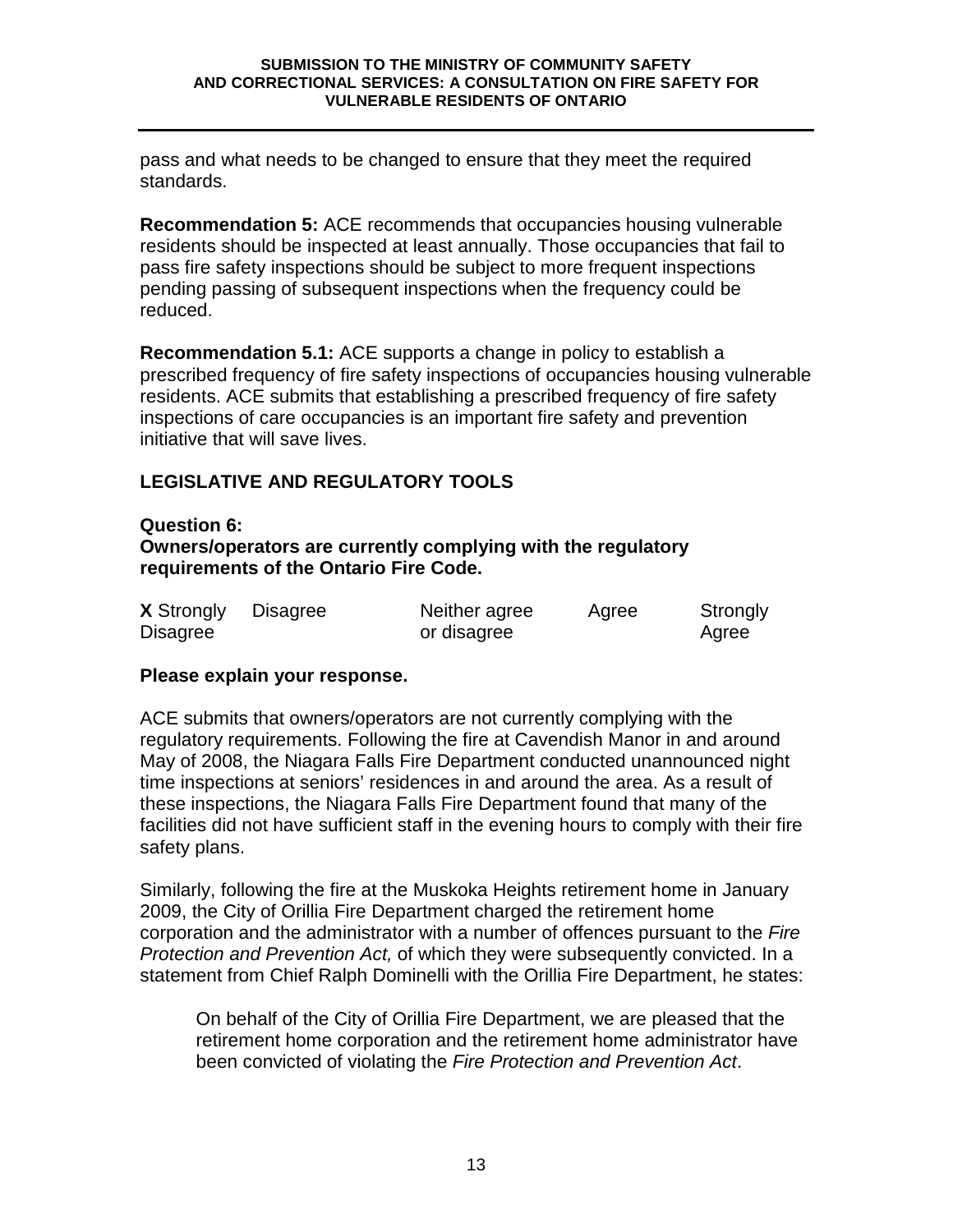pass and what needs to be changed to ensure that they meet the required standards.

**Recommendation 5:** ACE recommends that occupancies housing vulnerable residents should be inspected at least annually. Those occupancies that fail to pass fire safety inspections should be subject to more frequent inspections pending passing of subsequent inspections when the frequency could be reduced.

**Recommendation 5.1:** ACE supports a change in policy to establish a prescribed frequency of fire safety inspections of occupancies housing vulnerable residents. ACE submits that establishing a prescribed frequency of fire safety inspections of care occupancies is an important fire safety and prevention initiative that will save lives.

## LEGISLATIVE AND REGULATORY TOOLS

**Question 6:**
**Owners/operators are currently complying with the regulatory requirements of the Ontario Fire Code.**

| **X** Strongly Disagree | Disagree | Neither agree or disagree | Agree | Strongly Agree |
|---|---|---|---|---|

**Please explain your response.**

ACE submits that owners/operators are not currently complying with the regulatory requirements. Following the fire at Cavendish Manor in and around May of 2008, the Niagara Falls Fire Department conducted unannounced night time inspections at seniors' residences in and around the area. As a result of these inspections, the Niagara Falls Fire Department found that many of the facilities did not have sufficient staff in the evening hours to comply with their fire safety plans.

Similarly, following the fire at the Muskoka Heights retirement home in January 2009, the City of Orillia Fire Department charged the retirement home corporation and the administrator with a number of offences pursuant to the *Fire Protection and Prevention Act,* of which they were subsequently convicted. In a statement from Chief Ralph Dominelli with the Orillia Fire Department, he states:

> On behalf of the City of Orillia Fire Department, we are pleased that the retirement home corporation and the retirement home administrator have been convicted of violating the *Fire Protection and Prevention Act*.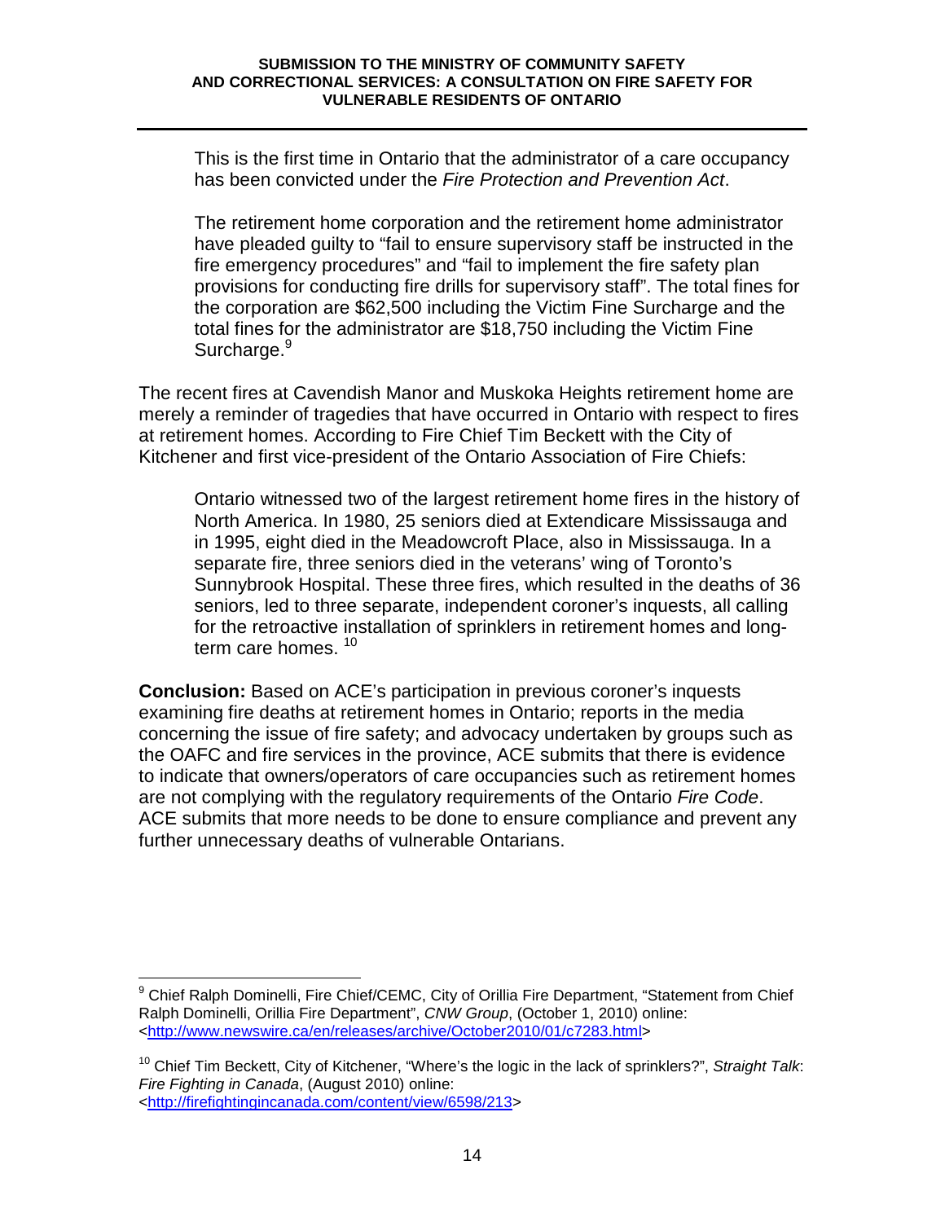> This is the first time in Ontario that the administrator of a care occupancy has been convicted under the *Fire Protection and Prevention Act*.
>
> The retirement home corporation and the retirement home administrator have pleaded guilty to "fail to ensure supervisory staff be instructed in the fire emergency procedures" and "fail to implement the fire safety plan provisions for conducting fire drills for supervisory staff". The total fines for the corporation are $62,500 including the Victim Fine Surcharge and the total fines for the administrator are $18,750 including the Victim Fine Surcharge.[9]

The recent fires at Cavendish Manor and Muskoka Heights retirement home are merely a reminder of tragedies that have occurred in Ontario with respect to fires at retirement homes. According to Fire Chief Tim Beckett with the City of Kitchener and first vice-president of the Ontario Association of Fire Chiefs:

> Ontario witnessed two of the largest retirement home fires in the history of North America. In 1980, 25 seniors died at Extendicare Mississauga and in 1995, eight died in the Meadowcroft Place, also in Mississauga. In a separate fire, three seniors died in the veterans' wing of Toronto's Sunnybrook Hospital. These three fires, which resulted in the deaths of 36 seniors, led to three separate, independent coroner's inquests, all calling for the retroactive installation of sprinklers in retirement homes and long-term care homes. [10]

**Conclusion:** Based on ACE's participation in previous coroner's inquests examining fire deaths at retirement homes in Ontario; reports in the media concerning the issue of fire safety; and advocacy undertaken by groups such as the OAFC and fire services in the province, ACE submits that there is evidence to indicate that owners/operators of care occupancies such as retirement homes are not complying with the regulatory requirements of the Ontario *Fire Code*. ACE submits that more needs to be done to ensure compliance and prevent any further unnecessary deaths of vulnerable Ontarians.

---

[9] Chief Ralph Dominelli, Fire Chief/CEMC, City of Orillia Fire Department, "Statement from Chief Ralph Dominelli, Orillia Fire Department", *CNW Group*, (October 1, 2010) online: <http://www.newswire.ca/en/releases/archive/October2010/01/c7283.html>

[10] Chief Tim Beckett, City of Kitchener, "Where's the logic in the lack of sprinklers?", *Straight Talk*: *Fire Fighting in Canada*, (August 2010) online: <http://firefightingincanada.com/content/view/6598/213>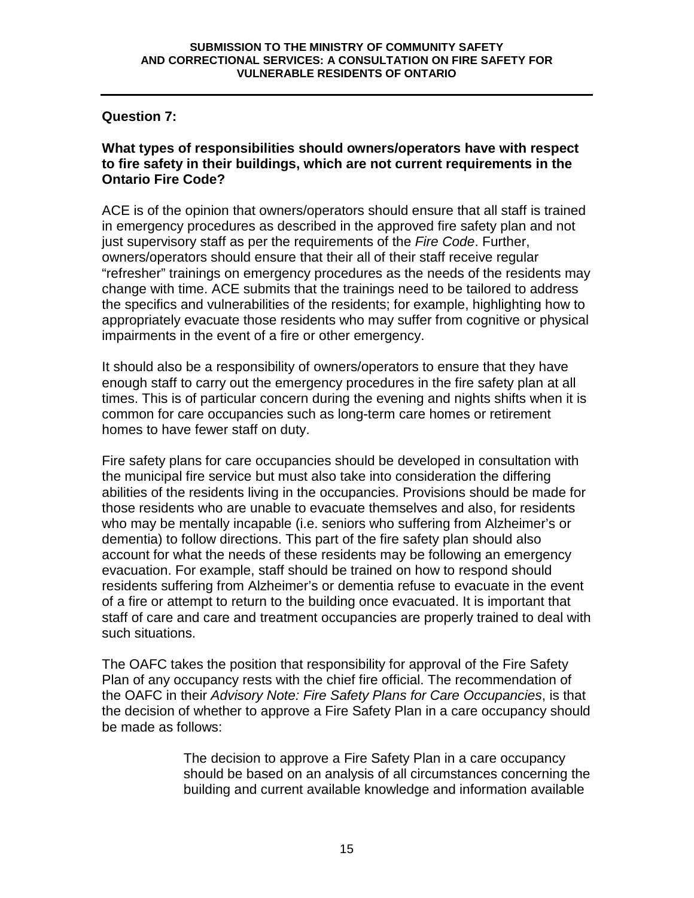## Question 7:

**What types of responsibilities should owners/operators have with respect to fire safety in their buildings, which are not current requirements in the Ontario Fire Code?**

ACE is of the opinion that owners/operators should ensure that all staff is trained in emergency procedures as described in the approved fire safety plan and not just supervisory staff as per the requirements of the *Fire Code*. Further, owners/operators should ensure that their all of their staff receive regular "refresher" trainings on emergency procedures as the needs of the residents may change with time. ACE submits that the trainings need to be tailored to address the specifics and vulnerabilities of the residents; for example, highlighting how to appropriately evacuate those residents who may suffer from cognitive or physical impairments in the event of a fire or other emergency.

It should also be a responsibility of owners/operators to ensure that they have enough staff to carry out the emergency procedures in the fire safety plan at all times. This is of particular concern during the evening and nights shifts when it is common for care occupancies such as long-term care homes or retirement homes to have fewer staff on duty.

Fire safety plans for care occupancies should be developed in consultation with the municipal fire service but must also take into consideration the differing abilities of the residents living in the occupancies. Provisions should be made for those residents who are unable to evacuate themselves and also, for residents who may be mentally incapable (i.e. seniors who suffering from Alzheimer's or dementia) to follow directions. This part of the fire safety plan should also account for what the needs of these residents may be following an emergency evacuation. For example, staff should be trained on how to respond should residents suffering from Alzheimer's or dementia refuse to evacuate in the event of a fire or attempt to return to the building once evacuated. It is important that staff of care and care and treatment occupancies are properly trained to deal with such situations.

The OAFC takes the position that responsibility for approval of the Fire Safety Plan of any occupancy rests with the chief fire official. The recommendation of the OAFC in their *Advisory Note: Fire Safety Plans for Care Occupancies*, is that the decision of whether to approve a Fire Safety Plan in a care occupancy should be made as follows:

> The decision to approve a Fire Safety Plan in a care occupancy should be based on an analysis of all circumstances concerning the building and current available knowledge and information available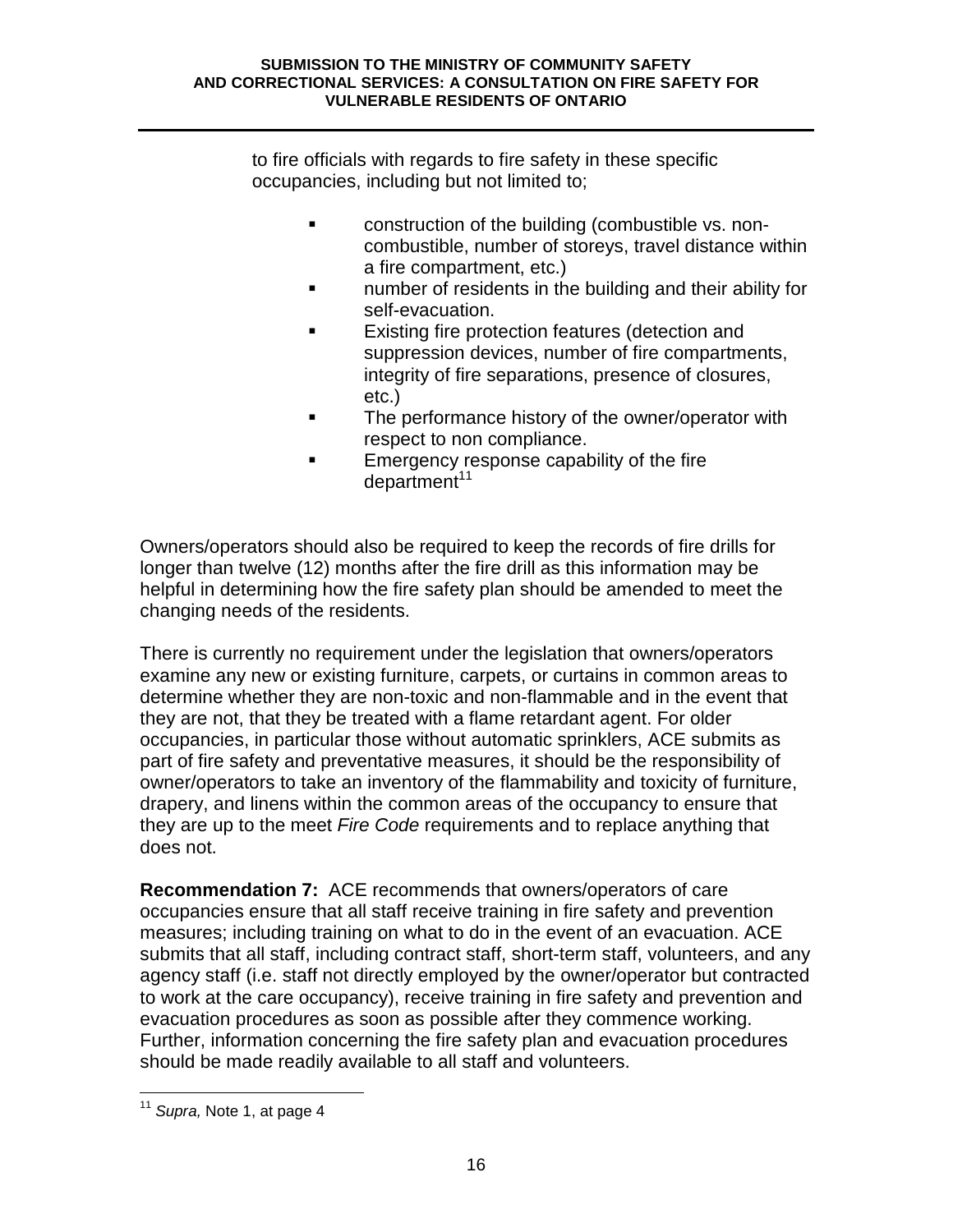to fire officials with regards to fire safety in these specific occupancies, including but not limited to;

- construction of the building (combustible vs. non-combustible, number of storeys, travel distance within a fire compartment, etc.)
- number of residents in the building and their ability for self-evacuation.
- Existing fire protection features (detection and suppression devices, number of fire compartments, integrity of fire separations, presence of closures, etc.)
- The performance history of the owner/operator with respect to non compliance.
- Emergency response capability of the fire department[11]

Owners/operators should also be required to keep the records of fire drills for longer than twelve (12) months after the fire drill as this information may be helpful in determining how the fire safety plan should be amended to meet the changing needs of the residents.

There is currently no requirement under the legislation that owners/operators examine any new or existing furniture, carpets, or curtains in common areas to determine whether they are non-toxic and non-flammable and in the event that they are not, that they be treated with a flame retardant agent. For older occupancies, in particular those without automatic sprinklers, ACE submits as part of fire safety and preventative measures, it should be the responsibility of owner/operators to take an inventory of the flammability and toxicity of furniture, drapery, and linens within the common areas of the occupancy to ensure that they are up to the meet *Fire Code* requirements and to replace anything that does not.

**Recommendation 7:** ACE recommends that owners/operators of care occupancies ensure that all staff receive training in fire safety and prevention measures; including training on what to do in the event of an evacuation. ACE submits that all staff, including contract staff, short-term staff, volunteers, and any agency staff (i.e. staff not directly employed by the owner/operator but contracted to work at the care occupancy), receive training in fire safety and prevention and evacuation procedures as soon as possible after they commence working. Further, information concerning the fire safety plan and evacuation procedures should be made readily available to all staff and volunteers.

[11] *Supra,* Note 1, at page 4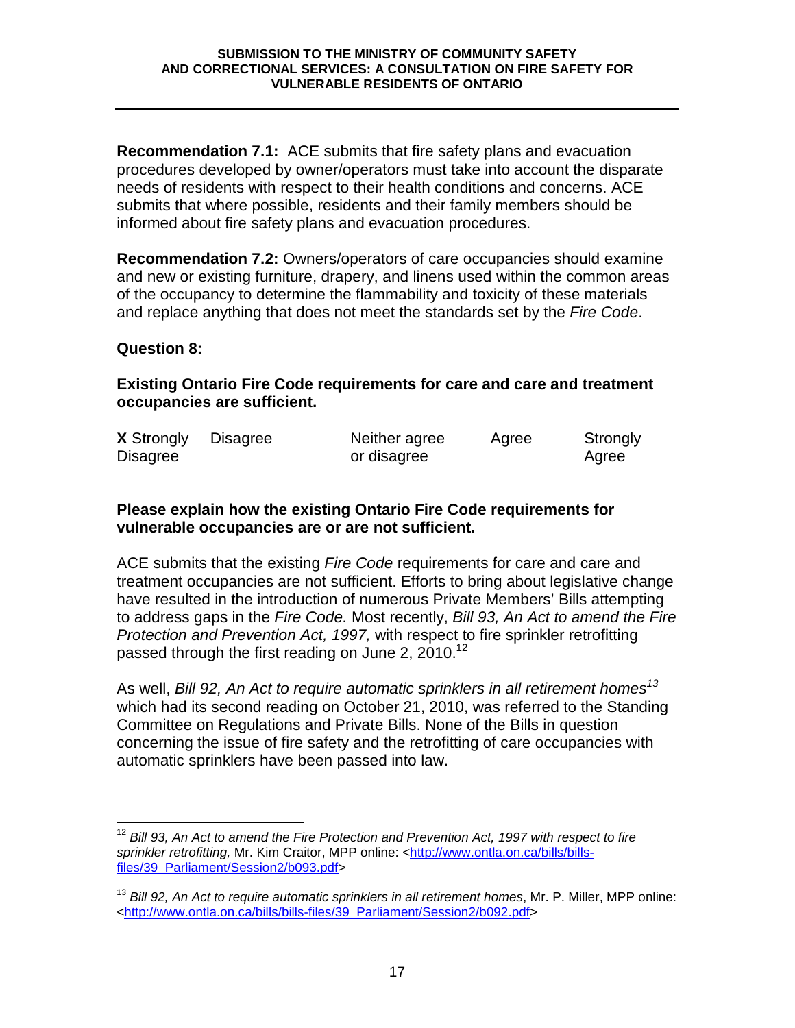**Recommendation 7.1:** ACE submits that fire safety plans and evacuation procedures developed by owner/operators must take into account the disparate needs of residents with respect to their health conditions and concerns. ACE submits that where possible, residents and their family members should be informed about fire safety plans and evacuation procedures.

**Recommendation 7.2:** Owners/operators of care occupancies should examine and new or existing furniture, drapery, and linens used within the common areas of the occupancy to determine the flammability and toxicity of these materials and replace anything that does not meet the standards set by the *Fire Code*.

**Question 8:**

**Existing Ontario Fire Code requirements for care and care and treatment occupancies are sufficient.**

| **X** Strongly Disagree | Disagree | Neither agree or disagree | Agree | Strongly Agree |
|---|---|---|---|---|

**Please explain how the existing Ontario Fire Code requirements for vulnerable occupancies are or are not sufficient.**

ACE submits that the existing *Fire Code* requirements for care and care and treatment occupancies are not sufficient. Efforts to bring about legislative change have resulted in the introduction of numerous Private Members' Bills attempting to address gaps in the *Fire Code.* Most recently, *Bill 93, An Act to amend the Fire Protection and Prevention Act, 1997,* with respect to fire sprinkler retrofitting passed through the first reading on June 2, 2010.[12]

As well, *Bill 92, An Act to require automatic sprinklers in all retirement homes*[13] which had its second reading on October 21, 2010, was referred to the Standing Committee on Regulations and Private Bills. None of the Bills in question concerning the issue of fire safety and the retrofitting of care occupancies with automatic sprinklers have been passed into law.

---

[12] *Bill 93, An Act to amend the Fire Protection and Prevention Act, 1997 with respect to fire sprinkler retrofitting,* Mr. Kim Craitor, MPP online: <http://www.ontla.on.ca/bills/bills-files/39_Parliament/Session2/b093.pdf>

[13] *Bill 92, An Act to require automatic sprinklers in all retirement homes*, Mr. P. Miller, MPP online: <http://www.ontla.on.ca/bills/bills-files/39_Parliament/Session2/b092.pdf>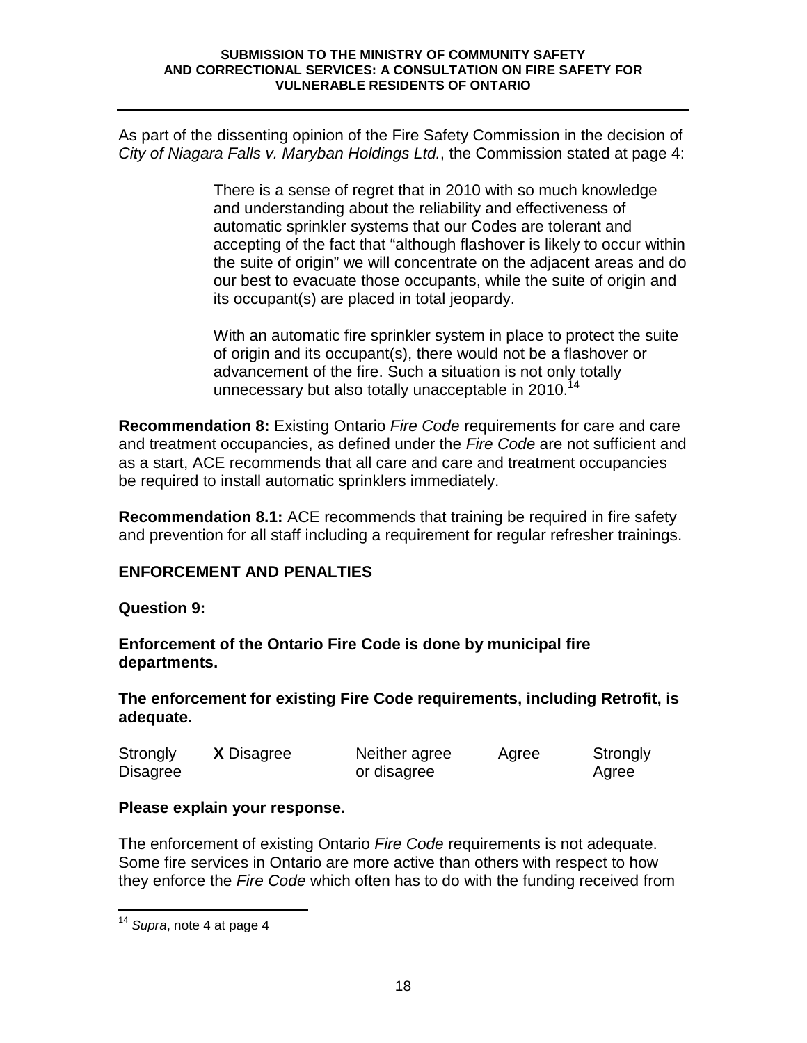As part of the dissenting opinion of the Fire Safety Commission in the decision of *City of Niagara Falls v. Maryban Holdings Ltd.*, the Commission stated at page 4:

> There is a sense of regret that in 2010 with so much knowledge and understanding about the reliability and effectiveness of automatic sprinkler systems that our Codes are tolerant and accepting of the fact that "although flashover is likely to occur within the suite of origin" we will concentrate on the adjacent areas and do our best to evacuate those occupants, while the suite of origin and its occupant(s) are placed in total jeopardy.
>
> With an automatic fire sprinkler system in place to protect the suite of origin and its occupant(s), there would not be a flashover or advancement of the fire. Such a situation is not only totally unnecessary but also totally unacceptable in 2010.[14]

**Recommendation 8:** Existing Ontario *Fire Code* requirements for care and care and treatment occupancies, as defined under the *Fire Code* are not sufficient and as a start, ACE recommends that all care and care and treatment occupancies be required to install automatic sprinklers immediately.

**Recommendation 8.1:** ACE recommends that training be required in fire safety and prevention for all staff including a requirement for regular refresher trainings.

## ENFORCEMENT AND PENALTIES

**Question 9:**

**Enforcement of the Ontario Fire Code is done by municipal fire departments.**

**The enforcement for existing Fire Code requirements, including Retrofit, is adequate.**

| Strongly Disagree | **X** Disagree | Neither agree or disagree | Agree | Strongly Agree |
|---|---|---|---|---|

**Please explain your response.**

The enforcement of existing Ontario *Fire Code* requirements is not adequate. Some fire services in Ontario are more active than others with respect to how they enforce the *Fire Code* which often has to do with the funding received from

[14] *Supra*, note 4 at page 4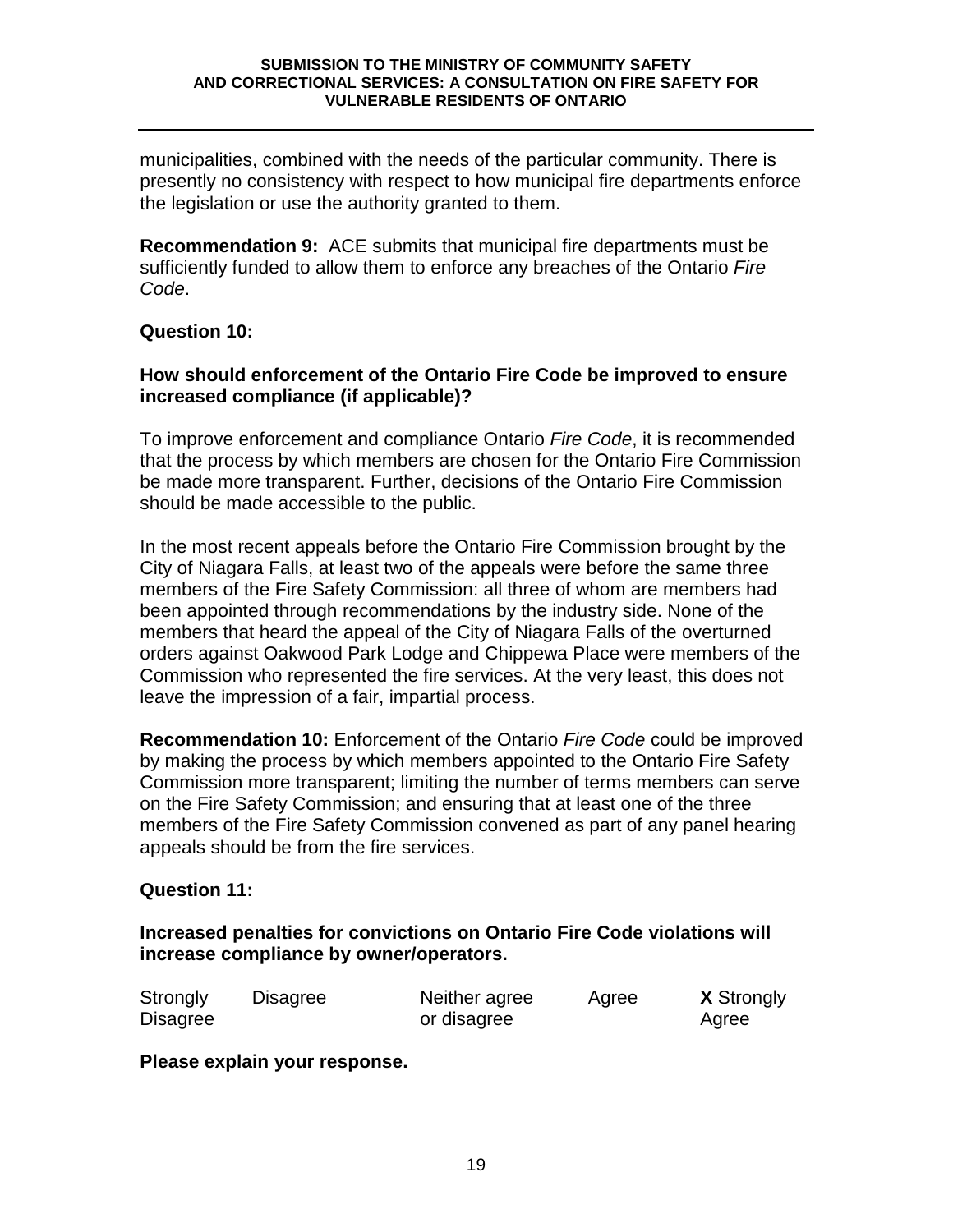municipalities, combined with the needs of the particular community. There is presently no consistency with respect to how municipal fire departments enforce the legislation or use the authority granted to them.

**Recommendation 9:** ACE submits that municipal fire departments must be sufficiently funded to allow them to enforce any breaches of the Ontario *Fire Code*.

**Question 10:**

**How should enforcement of the Ontario Fire Code be improved to ensure increased compliance (if applicable)?**

To improve enforcement and compliance Ontario *Fire Code*, it is recommended that the process by which members are chosen for the Ontario Fire Commission be made more transparent. Further, decisions of the Ontario Fire Commission should be made accessible to the public.

In the most recent appeals before the Ontario Fire Commission brought by the City of Niagara Falls, at least two of the appeals were before the same three members of the Fire Safety Commission: all three of whom are members had been appointed through recommendations by the industry side. None of the members that heard the appeal of the City of Niagara Falls of the overturned orders against Oakwood Park Lodge and Chippewa Place were members of the Commission who represented the fire services. At the very least, this does not leave the impression of a fair, impartial process.

**Recommendation 10:** Enforcement of the Ontario *Fire Code* could be improved by making the process by which members appointed to the Ontario Fire Safety Commission more transparent; limiting the number of terms members can serve on the Fire Safety Commission; and ensuring that at least one of the three members of the Fire Safety Commission convened as part of any panel hearing appeals should be from the fire services.

**Question 11:**

**Increased penalties for convictions on Ontario Fire Code violations will increase compliance by owner/operators.**

| Strongly Disagree | Disagree | Neither agree or disagree | Agree | **X** Strongly Agree |
|---|---|---|---|---|

**Please explain your response.**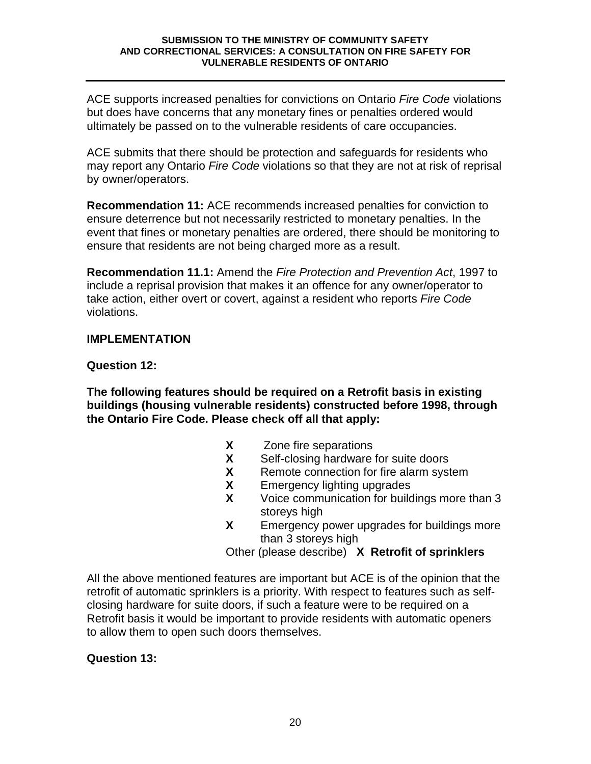ACE supports increased penalties for convictions on Ontario *Fire Code* violations but does have concerns that any monetary fines or penalties ordered would ultimately be passed on to the vulnerable residents of care occupancies.

ACE submits that there should be protection and safeguards for residents who may report any Ontario *Fire Code* violations so that they are not at risk of reprisal by owner/operators.

**Recommendation 11:** ACE recommends increased penalties for conviction to ensure deterrence but not necessarily restricted to monetary penalties. In the event that fines or monetary penalties are ordered, there should be monitoring to ensure that residents are not being charged more as a result.

**Recommendation 11.1:** Amend the *Fire Protection and Prevention Act*, 1997 to include a reprisal provision that makes it an offence for any owner/operator to take action, either overt or covert, against a resident who reports *Fire Code* violations.

## IMPLEMENTATION

**Question 12:**

**The following features should be required on a Retrofit basis in existing buildings (housing vulnerable residents) constructed before 1998, through the Ontario Fire Code. Please check off all that apply:**

- **X** Zone fire separations
- **X** Self-closing hardware for suite doors
- **X** Remote connection for fire alarm system
- **X** Emergency lighting upgrades
- **X** Voice communication for buildings more than 3 storeys high
- **X** Emergency power upgrades for buildings more than 3 storeys high

Other (please describe) **X Retrofit of sprinklers**

All the above mentioned features are important but ACE is of the opinion that the retrofit of automatic sprinklers is a priority. With respect to features such as self-closing hardware for suite doors, if such a feature were to be required on a Retrofit basis it would be important to provide residents with automatic openers to allow them to open such doors themselves.

**Question 13:**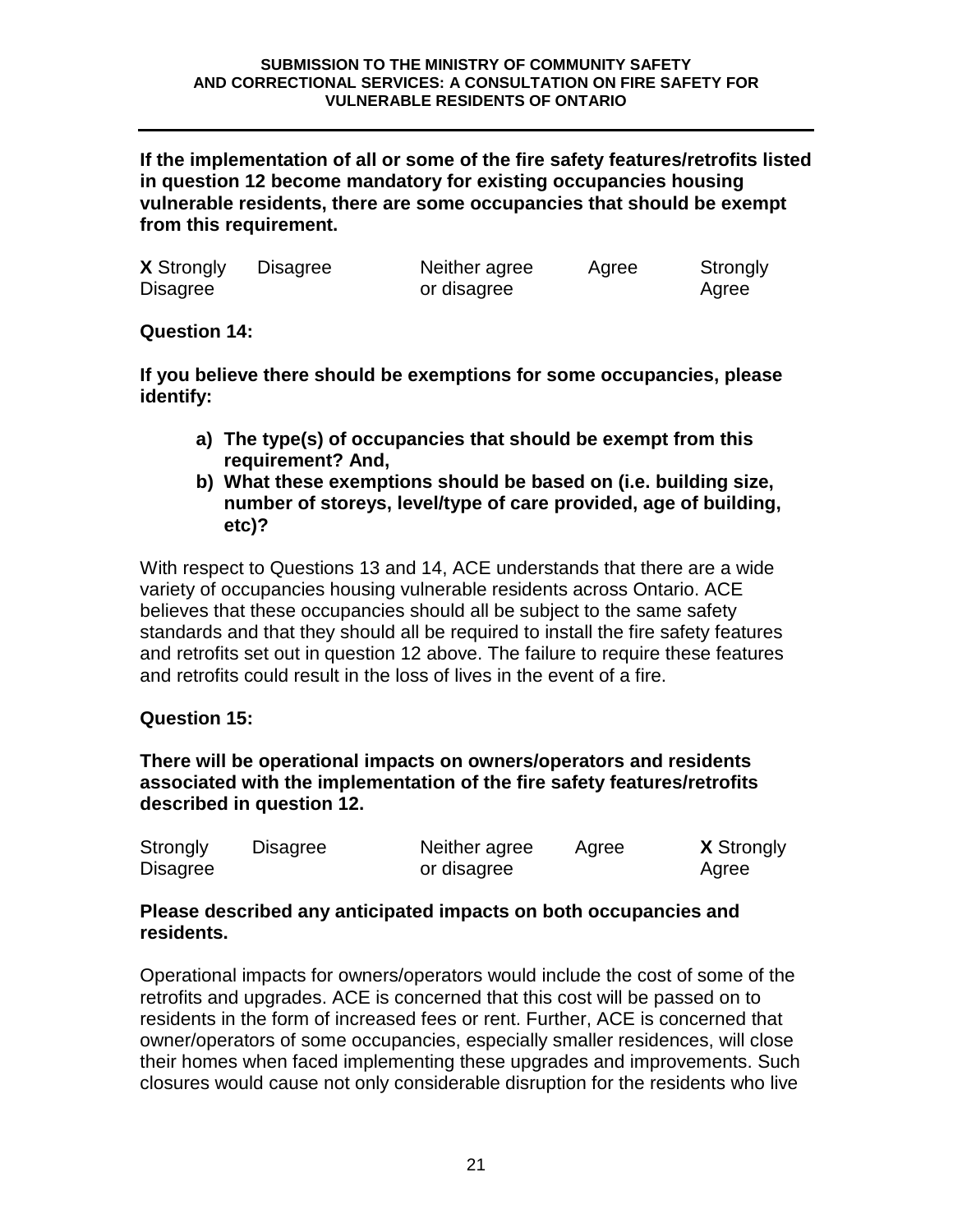**If the implementation of all or some of the fire safety features/retrofits listed in question 12 become mandatory for existing occupancies housing vulnerable residents, there are some occupancies that should be exempt from this requirement.**

| **X** Strongly Disagree | Disagree | Neither agree or disagree | Agree | Strongly Agree |
|---|---|---|---|---|

**Question 14:**

**If you believe there should be exemptions for some occupancies, please identify:**

a) **The type(s) of occupancies that should be exempt from this requirement? And,**
b) **What these exemptions should be based on (i.e. building size, number of storeys, level/type of care provided, age of building, etc)?**

With respect to Questions 13 and 14, ACE understands that there are a wide variety of occupancies housing vulnerable residents across Ontario. ACE believes that these occupancies should all be subject to the same safety standards and that they should all be required to install the fire safety features and retrofits set out in question 12 above. The failure to require these features and retrofits could result in the loss of lives in the event of a fire.

**Question 15:**

**There will be operational impacts on owners/operators and residents associated with the implementation of the fire safety features/retrofits described in question 12.**

| Strongly Disagree | Disagree | Neither agree or disagree | Agree | **X** Strongly Agree |
|---|---|---|---|---|

**Please described any anticipated impacts on both occupancies and residents.**

Operational impacts for owners/operators would include the cost of some of the retrofits and upgrades. ACE is concerned that this cost will be passed on to residents in the form of increased fees or rent. Further, ACE is concerned that owner/operators of some occupancies, especially smaller residences, will close their homes when faced implementing these upgrades and improvements. Such closures would cause not only considerable disruption for the residents who live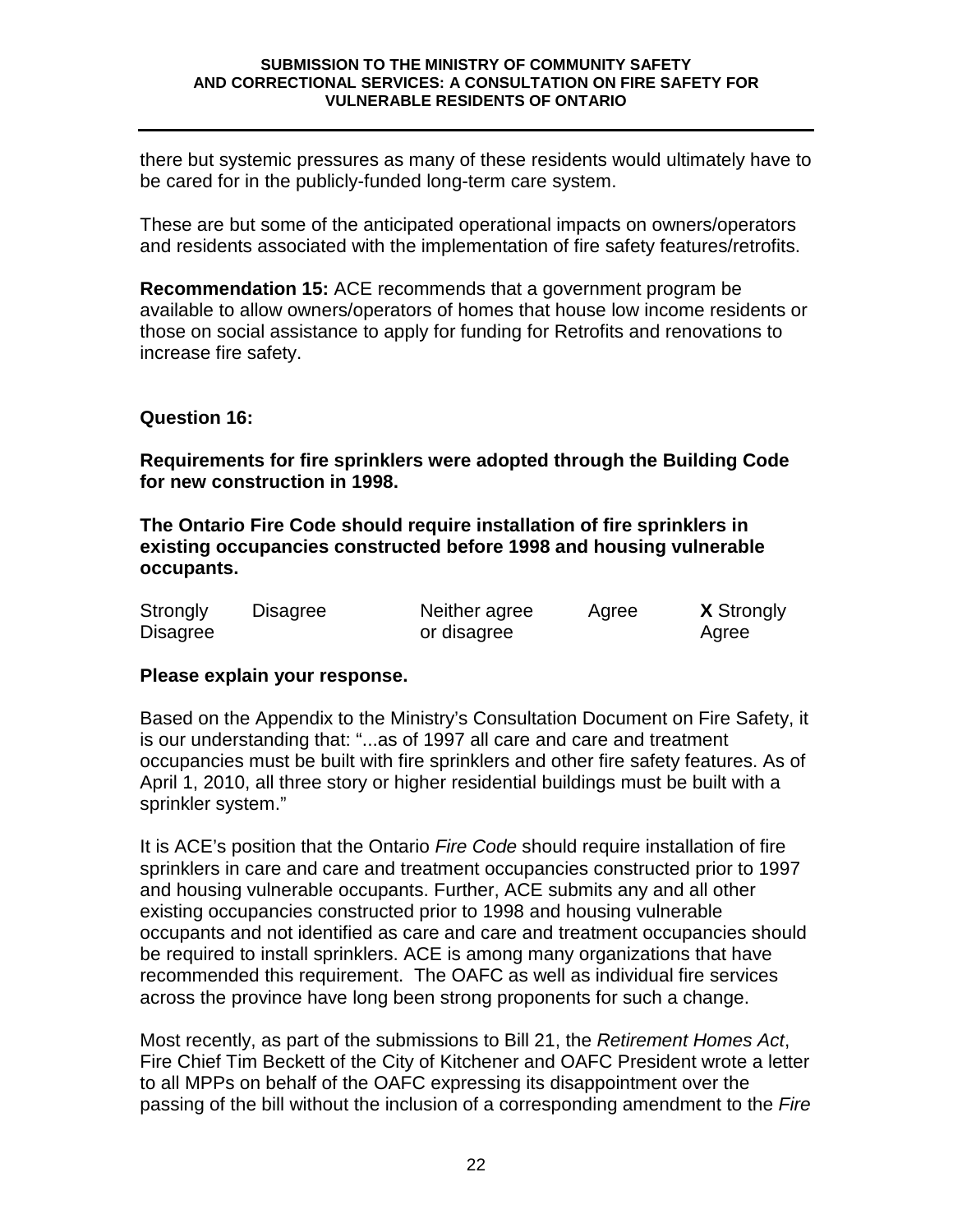there but systemic pressures as many of these residents would ultimately have to be cared for in the publicly-funded long-term care system.

These are but some of the anticipated operational impacts on owners/operators and residents associated with the implementation of fire safety features/retrofits.

**Recommendation 15:** ACE recommends that a government program be available to allow owners/operators of homes that house low income residents or those on social assistance to apply for funding for Retrofits and renovations to increase fire safety.

**Question 16:**

**Requirements for fire sprinklers were adopted through the Building Code for new construction in 1998.**

**The Ontario Fire Code should require installation of fire sprinklers in existing occupancies constructed before 1998 and housing vulnerable occupants.**

| Strongly Disagree | Disagree | Neither agree or disagree | Agree | **X** Strongly Agree |
|---|---|---|---|---|

**Please explain your response.**

Based on the Appendix to the Ministry's Consultation Document on Fire Safety, it is our understanding that: "...as of 1997 all care and care and treatment occupancies must be built with fire sprinklers and other fire safety features. As of April 1, 2010, all three story or higher residential buildings must be built with a sprinkler system."

It is ACE's position that the Ontario *Fire Code* should require installation of fire sprinklers in care and care and treatment occupancies constructed prior to 1997 and housing vulnerable occupants. Further, ACE submits any and all other existing occupancies constructed prior to 1998 and housing vulnerable occupants and not identified as care and care and treatment occupancies should be required to install sprinklers. ACE is among many organizations that have recommended this requirement. The OAFC as well as individual fire services across the province have long been strong proponents for such a change.

Most recently, as part of the submissions to Bill 21, the *Retirement Homes Act*, Fire Chief Tim Beckett of the City of Kitchener and OAFC President wrote a letter to all MPPs on behalf of the OAFC expressing its disappointment over the passing of the bill without the inclusion of a corresponding amendment to the *Fire*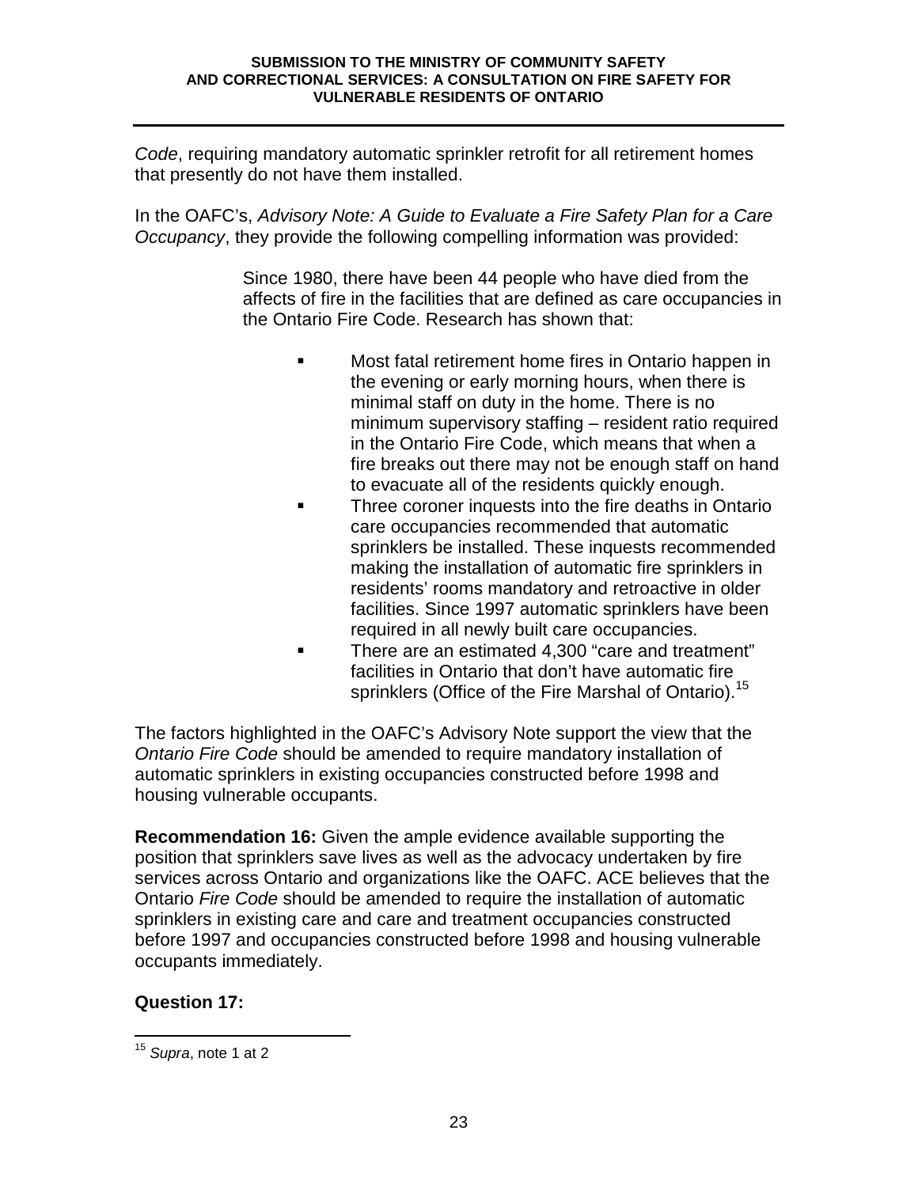*Code*, requiring mandatory automatic sprinkler retrofit for all retirement homes that presently do not have them installed.

In the OAFC's, *Advisory Note: A Guide to Evaluate a Fire Safety Plan for a Care Occupancy*, they provide the following compelling information was provided:

> Since 1980, there have been 44 people who have died from the affects of fire in the facilities that are defined as care occupancies in the Ontario Fire Code. Research has shown that:
>
> - Most fatal retirement home fires in Ontario happen in the evening or early morning hours, when there is minimal staff on duty in the home. There is no minimum supervisory staffing – resident ratio required in the Ontario Fire Code, which means that when a fire breaks out there may not be enough staff on hand to evacuate all of the residents quickly enough.
> - Three coroner inquests into the fire deaths in Ontario care occupancies recommended that automatic sprinklers be installed. These inquests recommended making the installation of automatic fire sprinklers in residents' rooms mandatory and retroactive in older facilities. Since 1997 automatic sprinklers have been required in all newly built care occupancies.
> - There are an estimated 4,300 "care and treatment" facilities in Ontario that don't have automatic fire sprinklers (Office of the Fire Marshal of Ontario).[15]

The factors highlighted in the OAFC's Advisory Note support the view that the *Ontario Fire Code* should be amended to require mandatory installation of automatic sprinklers in existing occupancies constructed before 1998 and housing vulnerable occupants.

**Recommendation 16:** Given the ample evidence available supporting the position that sprinklers save lives as well as the advocacy undertaken by fire services across Ontario and organizations like the OAFC. ACE believes that the Ontario *Fire Code* should be amended to require the installation of automatic sprinklers in existing care and care and treatment occupancies constructed before 1997 and occupancies constructed before 1998 and housing vulnerable occupants immediately.

**Question 17:**

---

[15] *Supra*, note 1 at 2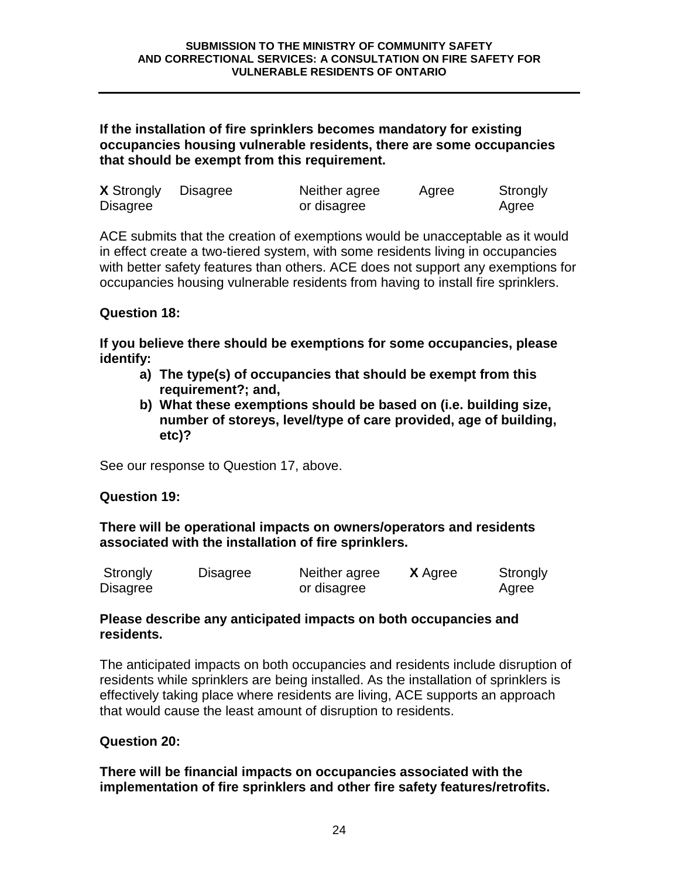**If the installation of fire sprinklers becomes mandatory for existing occupancies housing vulnerable residents, there are some occupancies that should be exempt from this requirement.**

| **X** Strongly Disagree | Disagree | Neither agree or disagree | Agree | Strongly Agree |
|---|---|---|---|---|

ACE submits that the creation of exemptions would be unacceptable as it would in effect create a two-tiered system, with some residents living in occupancies with better safety features than others. ACE does not support any exemptions for occupancies housing vulnerable residents from having to install fire sprinklers.

**Question 18:**

**If you believe there should be exemptions for some occupancies, please identify:**

a) **The type(s) of occupancies that should be exempt from this requirement?; and,**
b) **What these exemptions should be based on (i.e. building size, number of storeys, level/type of care provided, age of building, etc)?**

See our response to Question 17, above.

**Question 19:**

**There will be operational impacts on owners/operators and residents associated with the installation of fire sprinklers.**

| Strongly Disagree | Disagree | Neither agree or disagree | **X** Agree | Strongly Agree |
|---|---|---|---|---|

**Please describe any anticipated impacts on both occupancies and residents.**

The anticipated impacts on both occupancies and residents include disruption of residents while sprinklers are being installed. As the installation of sprinklers is effectively taking place where residents are living, ACE supports an approach that would cause the least amount of disruption to residents.

**Question 20:**

**There will be financial impacts on occupancies associated with the implementation of fire sprinklers and other fire safety features/retrofits.**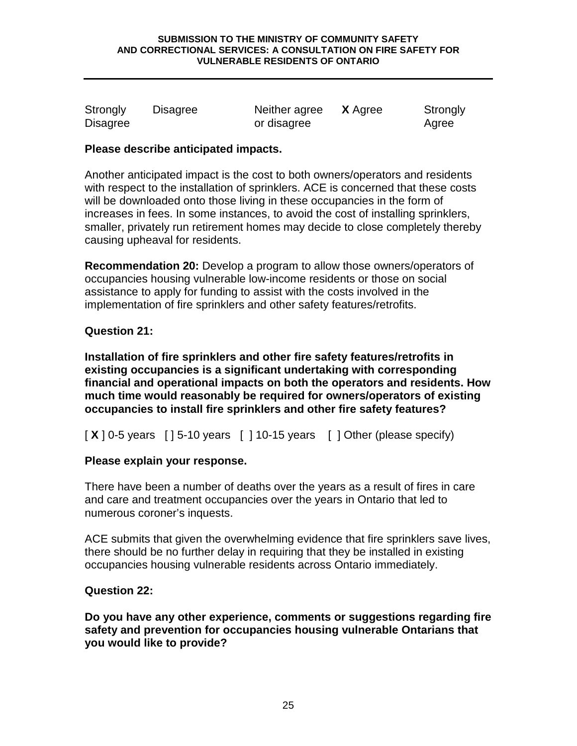| | | | | |
|---|---|---|---|---|
| Strongly Disagree | Disagree | Neither agree or disagree | **X** Agree | Strongly Agree |

**Please describe anticipated impacts.**

Another anticipated impact is the cost to both owners/operators and residents with respect to the installation of sprinklers. ACE is concerned that these costs will be downloaded onto those living in these occupancies in the form of increases in fees. In some instances, to avoid the cost of installing sprinklers, smaller, privately run retirement homes may decide to close completely thereby causing upheaval for residents.

**Recommendation 20:** Develop a program to allow those owners/operators of occupancies housing vulnerable low-income residents or those on social assistance to apply for funding to assist with the costs involved in the implementation of fire sprinklers and other safety features/retrofits.

**Question 21:**

**Installation of fire sprinklers and other fire safety features/retrofits in existing occupancies is a significant undertaking with corresponding financial and operational impacts on both the operators and residents. How much time would reasonably be required for owners/operators of existing occupancies to install fire sprinklers and other fire safety features?**

[ **X** ] 0-5 years [ ] 5-10 years [ ] 10-15 years [ ] Other (please specify)

**Please explain your response.**

There have been a number of deaths over the years as a result of fires in care and care and treatment occupancies over the years in Ontario that led to numerous coroner's inquests.

ACE submits that given the overwhelming evidence that fire sprinklers save lives, there should be no further delay in requiring that they be installed in existing occupancies housing vulnerable residents across Ontario immediately.

**Question 22:**

**Do you have any other experience, comments or suggestions regarding fire safety and prevention for occupancies housing vulnerable Ontarians that you would like to provide?**